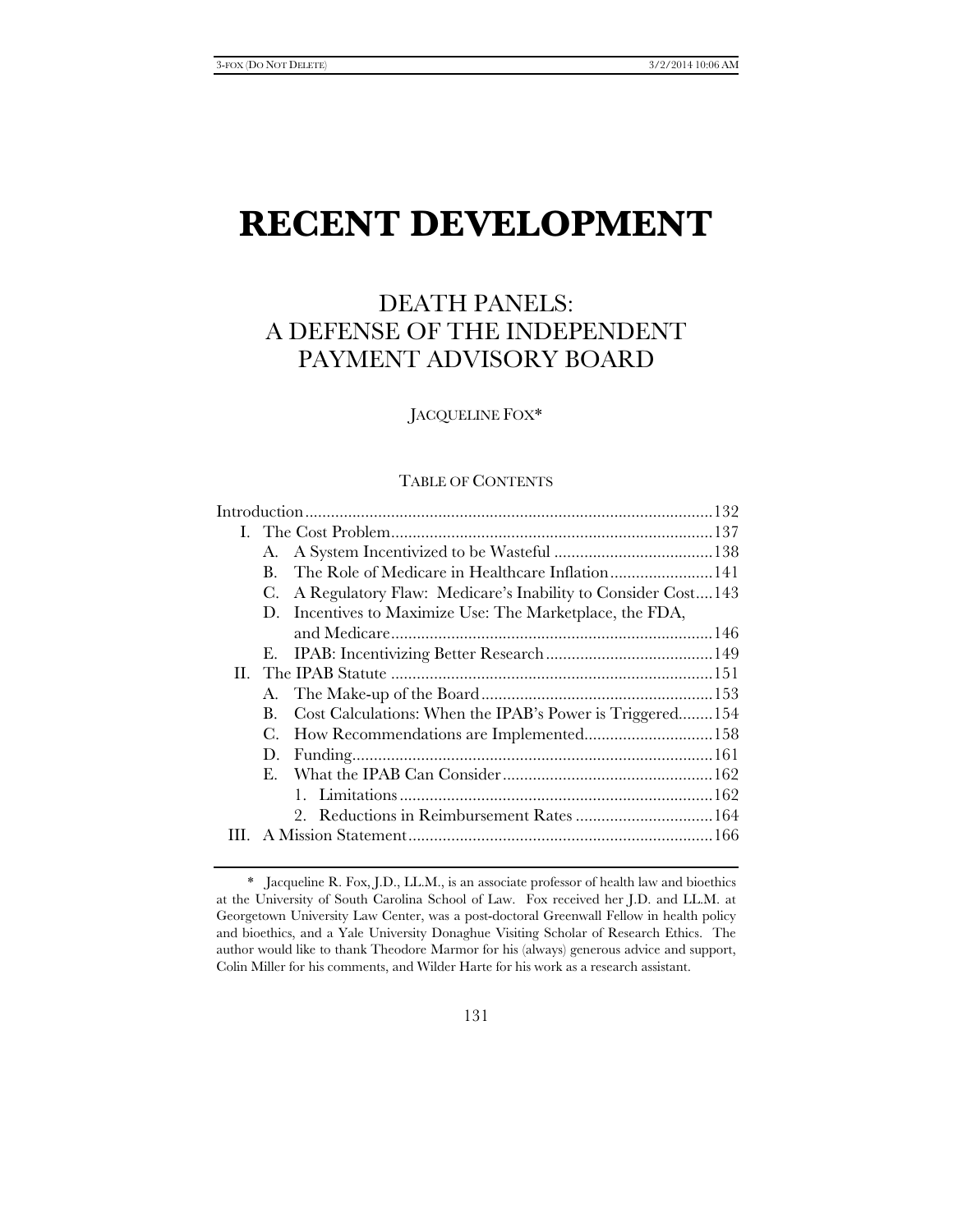# RECENT DEVELOPMENT

## DEATH PANELS: A DEFENSE OF THE INDEPENDENT PAYMENT ADVISORY BOARD

JACQUELINE FOX*

TABLE OF CONTENTS

Introduction .......... 132

I. The Cost Problem .......... 137
   - A. A System Incentivized to be Wasteful .......... 138
   - B. The Role of Medicare in Healthcare Inflation .......... 141
   - C. A Regulatory Flaw: Medicare's Inability to Consider Cost .... 143
   - D. Incentives to Maximize Use: The Marketplace, the FDA, and Medicare .......... 146
   - E. IPAB: Incentivizing Better Research .......... 149

II. The IPAB Statute .......... 151
   - A. The Make-up of the Board .......... 153
   - B. Cost Calculations: When the IPAB's Power is Triggered .......... 154
   - C. How Recommendations are Implemented .......... 158
   - D. Funding .......... 161
   - E. What the IPAB Can Consider .......... 162
     1. Limitations .......... 162
     2. Reductions in Reimbursement Rates .......... 164

III. A Mission Statement .......... 166

---

\* Jacqueline R. Fox, J.D., LL.M., is an associate professor of health law and bioethics at the University of South Carolina School of Law. Fox received her J.D. and LL.M. at Georgetown University Law Center, was a post-doctoral Greenwall Fellow in health policy and bioethics, and a Yale University Donaghue Visiting Scholar of Research Ethics. The author would like to thank Theodore Marmor for his (always) generous advice and support, Colin Miller for his comments, and Wilder Harte for his work as a research assistant.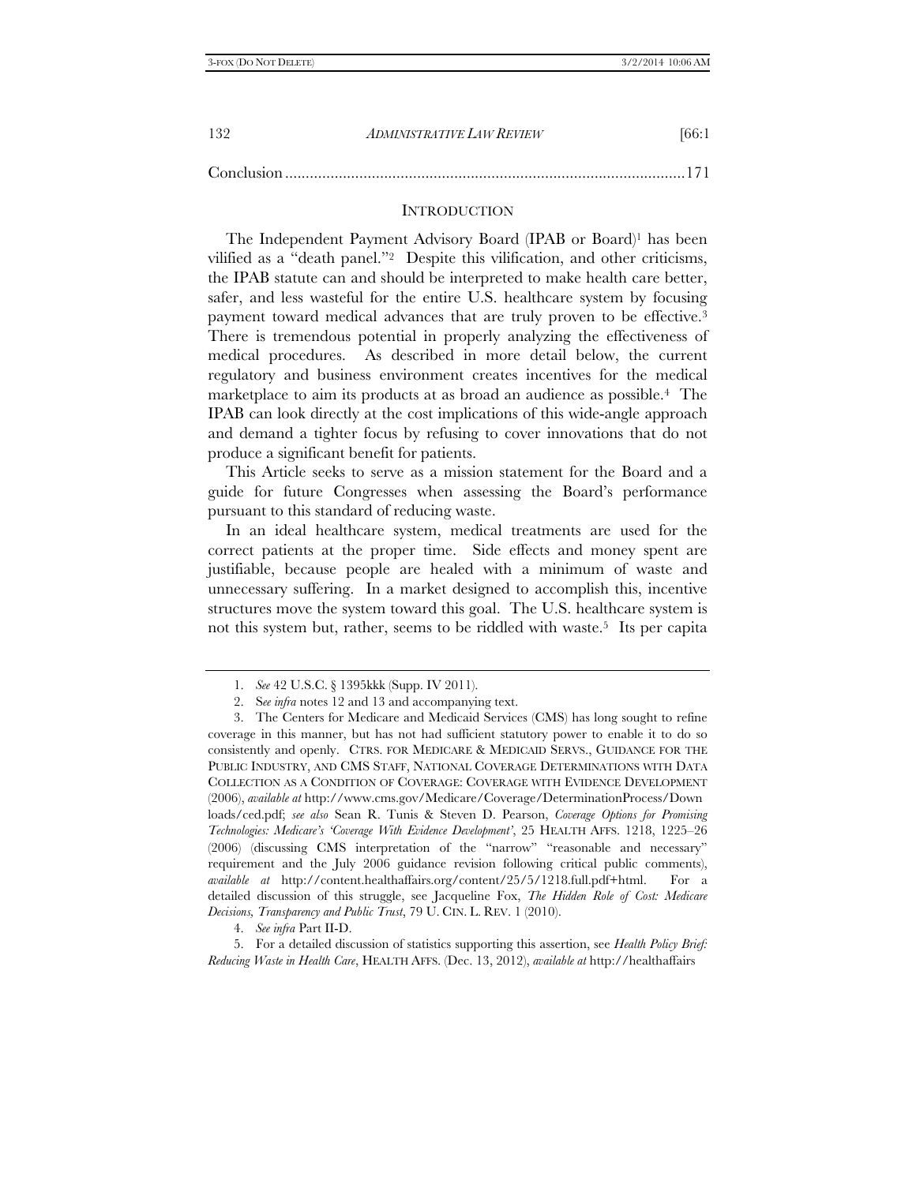Conclusion ................................................................................................171

## INTRODUCTION

The Independent Payment Advisory Board (IPAB or Board)[1] has been vilified as a "death panel."[2] Despite this vilification, and other criticisms, the IPAB statute can and should be interpreted to make health care better, safer, and less wasteful for the entire U.S. healthcare system by focusing payment toward medical advances that are truly proven to be effective.[3] There is tremendous potential in properly analyzing the effectiveness of medical procedures. As described in more detail below, the current regulatory and business environment creates incentives for the medical marketplace to aim its products at as broad an audience as possible.[4] The IPAB can look directly at the cost implications of this wide-angle approach and demand a tighter focus by refusing to cover innovations that do not produce a significant benefit for patients.

This Article seeks to serve as a mission statement for the Board and a guide for future Congresses when assessing the Board's performance pursuant to this standard of reducing waste.

In an ideal healthcare system, medical treatments are used for the correct patients at the proper time. Side effects and money spent are justifiable, because people are healed with a minimum of waste and unnecessary suffering. In a market designed to accomplish this, incentive structures move the system toward this goal. The U.S. healthcare system is not this system but, rather, seems to be riddled with waste.[5] Its per capita

---

1. *See* 42 U.S.C. § 1395kkk (Supp. IV 2011).

2. S*ee infra* notes 12 and 13 and accompanying text.

3. The Centers for Medicare and Medicaid Services (CMS) has long sought to refine coverage in this manner, but has not had sufficient statutory power to enable it to do so consistently and openly. CTRS. FOR MEDICARE & MEDICAID SERVS., GUIDANCE FOR THE PUBLIC INDUSTRY, AND CMS STAFF, NATIONAL COVERAGE DETERMINATIONS WITH DATA COLLECTION AS A CONDITION OF COVERAGE: COVERAGE WITH EVIDENCE DEVELOPMENT (2006), *available at* http://www.cms.gov/Medicare/Coverage/DeterminationProcess/Downloads/ced.pdf; *see also* Sean R. Tunis & Steven D. Pearson, *Coverage Options for Promising Technologies: Medicare's 'Coverage With Evidence Development'*, 25 HEALTH AFFS. 1218, 1225–26 (2006) (discussing CMS interpretation of the "narrow" "reasonable and necessary" requirement and the July 2006 guidance revision following critical public comments), *available at* http://content.healthaffairs.org/content/25/5/1218.full.pdf+html. For a detailed discussion of this struggle, see Jacqueline Fox, *The Hidden Role of Cost: Medicare Decisions, Transparency and Public Trust*, 79 U. CIN. L. REV. 1 (2010).

4. *See infra* Part II-D.

5. For a detailed discussion of statistics supporting this assertion, see *Health Policy Brief: Reducing Waste in Health Care*, HEALTH AFFS. (Dec. 13, 2012), *available at* http://healthaffairs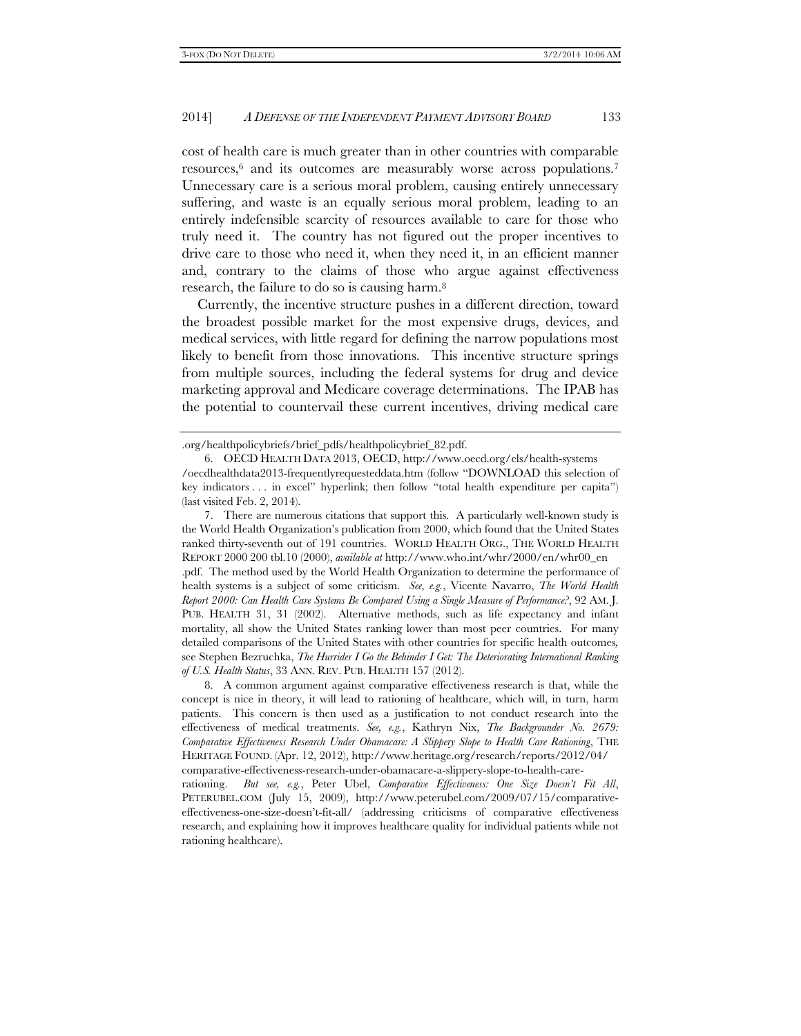cost of health care is much greater than in other countries with comparable resources,[6] and its outcomes are measurably worse across populations.[7] Unnecessary care is a serious moral problem, causing entirely unnecessary suffering, and waste is an equally serious moral problem, leading to an entirely indefensible scarcity of resources available to care for those who truly need it. The country has not figured out the proper incentives to drive care to those who need it, when they need it, in an efficient manner and, contrary to the claims of those who argue against effectiveness research, the failure to do so is causing harm.[8]

Currently, the incentive structure pushes in a different direction, toward the broadest possible market for the most expensive drugs, devices, and medical services, with little regard for defining the narrow populations most likely to benefit from those innovations. This incentive structure springs from multiple sources, including the federal systems for drug and device marketing approval and Medicare coverage determinations. The IPAB has the potential to countervail these current incentives, driving medical care

---

.org/healthpolicybriefs/brief_pdfs/healthpolicybrief_82.pdf.

6. OECD HEALTH DATA 2013, OECD, http://www.oecd.org/els/health-systems/oecdhealthdata2013-frequentlyrequesteddata.htm (follow "DOWNLOAD this selection of key indicators . . . in excel" hyperlink; then follow "total health expenditure per capita") (last visited Feb. 2, 2014).

7. There are numerous citations that support this. A particularly well-known study is the World Health Organization's publication from 2000, which found that the United States ranked thirty-seventh out of 191 countries. WORLD HEALTH ORG., THE WORLD HEALTH REPORT 2000 200 tbl.10 (2000), *available at* http://www.who.int/whr/2000/en/whr00_en.pdf. The method used by the World Health Organization to determine the performance of health systems is a subject of some criticism. *See, e.g.*, Vicente Navarro, *The World Health Report 2000: Can Health Care Systems Be Compared Using a Single Measure of Performance?*, 92 AM. J. PUB. HEALTH 31, 31 (2002). Alternative methods, such as life expectancy and infant mortality, all show the United States ranking lower than most peer countries. For many detailed comparisons of the United States with other countries for specific health outcomes, see Stephen Bezruchka, *The Hurrider I Go the Behinder I Get: The Deteriorating International Ranking of U.S. Health Status*, 33 ANN. REV. PUB. HEALTH 157 (2012).

8. A common argument against comparative effectiveness research is that, while the concept is nice in theory, it will lead to rationing of healthcare, which will, in turn, harm patients. This concern is then used as a justification to not conduct research into the effectiveness of medical treatments. *See, e.g.*, Kathryn Nix, *The Backgrounder No. 2679: Comparative Effectiveness Research Under Obamacare: A Slippery Slope to Health Care Rationing*, THE HERITAGE FOUND. (Apr. 12, 2012), http://www.heritage.org/research/reports/2012/04/comparative-effectiveness-research-under-obamacare-a-slippery-slope-to-health-care-rationing. *But see, e.g.*, Peter Ubel, *Comparative Effectiveness: One Size Doesn't Fit All*, PETERUBEL.COM (July 15, 2009), http://www.peterubel.com/2009/07/15/comparative-effectiveness-one-size-doesn't-fit-all/ (addressing criticisms of comparative effectiveness research, and explaining how it improves healthcare quality for individual patients while not rationing healthcare).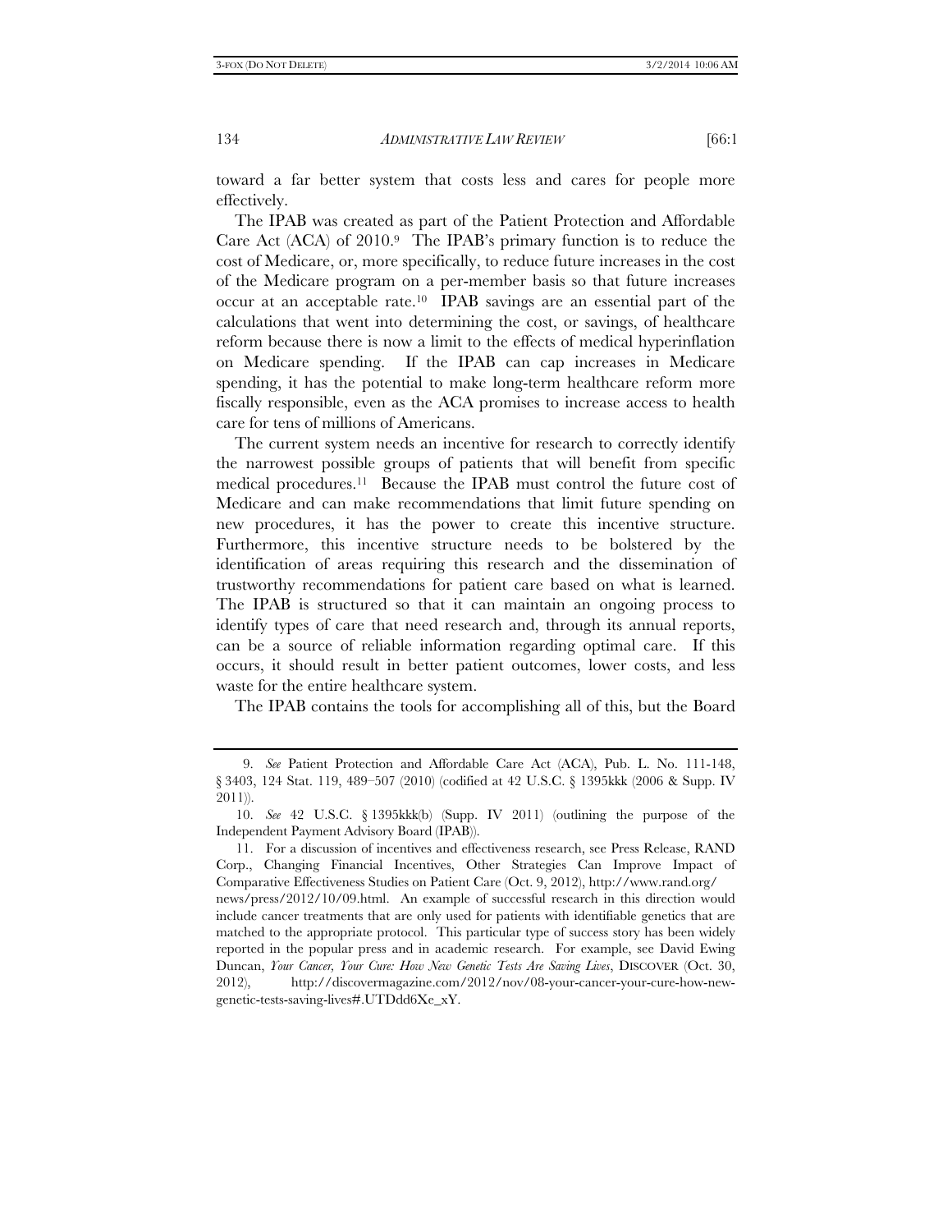toward a far better system that costs less and cares for people more effectively.

The IPAB was created as part of the Patient Protection and Affordable Care Act (ACA) of 2010.[9] The IPAB's primary function is to reduce the cost of Medicare, or, more specifically, to reduce future increases in the cost of the Medicare program on a per-member basis so that future increases occur at an acceptable rate.[10] IPAB savings are an essential part of the calculations that went into determining the cost, or savings, of healthcare reform because there is now a limit to the effects of medical hyperinflation on Medicare spending. If the IPAB can cap increases in Medicare spending, it has the potential to make long-term healthcare reform more fiscally responsible, even as the ACA promises to increase access to health care for tens of millions of Americans.

The current system needs an incentive for research to correctly identify the narrowest possible groups of patients that will benefit from specific medical procedures.[11] Because the IPAB must control the future cost of Medicare and can make recommendations that limit future spending on new procedures, it has the power to create this incentive structure. Furthermore, this incentive structure needs to be bolstered by the identification of areas requiring this research and the dissemination of trustworthy recommendations for patient care based on what is learned. The IPAB is structured so that it can maintain an ongoing process to identify types of care that need research and, through its annual reports, can be a source of reliable information regarding optimal care. If this occurs, it should result in better patient outcomes, lower costs, and less waste for the entire healthcare system.

The IPAB contains the tools for accomplishing all of this, but the Board

---

9. *See* Patient Protection and Affordable Care Act (ACA), Pub. L. No. 111-148, § 3403, 124 Stat. 119, 489–507 (2010) (codified at 42 U.S.C. § 1395kkk (2006 & Supp. IV 2011)).

10. *See* 42 U.S.C. § 1395kkk(b) (Supp. IV 2011) (outlining the purpose of the Independent Payment Advisory Board (IPAB)).

11. For a discussion of incentives and effectiveness research, see Press Release, RAND Corp., Changing Financial Incentives, Other Strategies Can Improve Impact of Comparative Effectiveness Studies on Patient Care (Oct. 9, 2012), http://www.rand.org/news/press/2012/10/09.html. An example of successful research in this direction would include cancer treatments that are only used for patients with identifiable genetics that are matched to the appropriate protocol. This particular type of success story has been widely reported in the popular press and in academic research. For example, see David Ewing Duncan, *Your Cancer, Your Cure: How New Genetic Tests Are Saving Lives*, DISCOVER (Oct. 30, 2012), http://discovermagazine.com/2012/nov/08-your-cancer-your-cure-how-new-genetic-tests-saving-lives#.UTDdd6Xe_xY.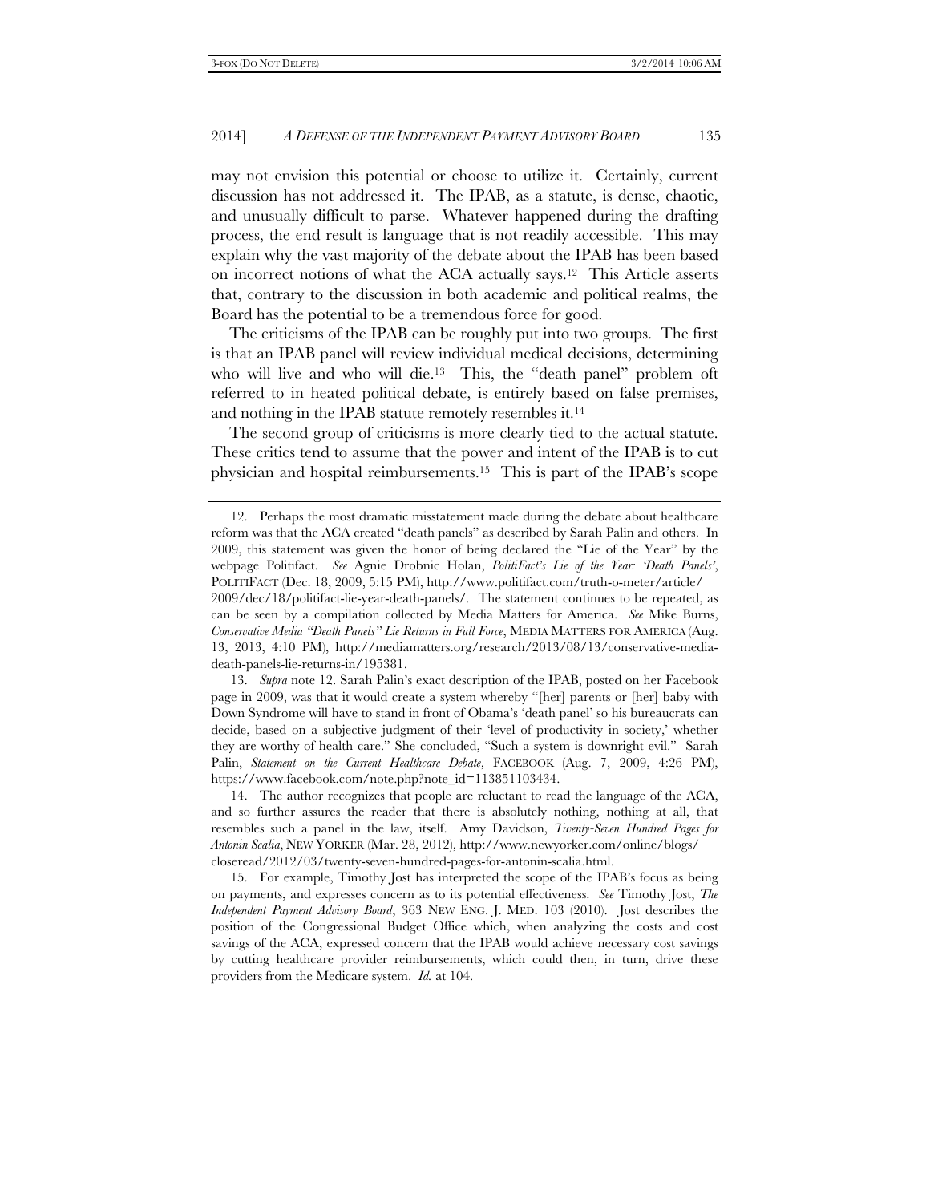may not envision this potential or choose to utilize it. Certainly, current discussion has not addressed it. The IPAB, as a statute, is dense, chaotic, and unusually difficult to parse. Whatever happened during the drafting process, the end result is language that is not readily accessible. This may explain why the vast majority of the debate about the IPAB has been based on incorrect notions of what the ACA actually says.[12] This Article asserts that, contrary to the discussion in both academic and political realms, the Board has the potential to be a tremendous force for good.

The criticisms of the IPAB can be roughly put into two groups. The first is that an IPAB panel will review individual medical decisions, determining who will live and who will die.[13] This, the "death panel" problem oft referred to in heated political debate, is entirely based on false premises, and nothing in the IPAB statute remotely resembles it.[14]

The second group of criticisms is more clearly tied to the actual statute. These critics tend to assume that the power and intent of the IPAB is to cut physician and hospital reimbursements.[15] This is part of the IPAB's scope

---

12. Perhaps the most dramatic misstatement made during the debate about healthcare reform was that the ACA created "death panels" as described by Sarah Palin and others. In 2009, this statement was given the honor of being declared the "Lie of the Year" by the webpage Politifact. *See* Agnie Drobnic Holan, *PolitiFact's Lie of the Year: 'Death Panels'*, POLITIFACT (Dec. 18, 2009, 5:15 PM), http://www.politifact.com/truth-o-meter/article/2009/dec/18/politifact-lie-year-death-panels/. The statement continues to be repeated, as can be seen by a compilation collected by Media Matters for America. *See* Mike Burns, *Conservative Media "Death Panels" Lie Returns in Full Force*, MEDIA MATTERS FOR AMERICA (Aug. 13, 2013, 4:10 PM), http://mediamatters.org/research/2013/08/13/conservative-media-death-panels-lie-returns-in/195381.

13. *Supra* note 12. Sarah Palin's exact description of the IPAB, posted on her Facebook page in 2009, was that it would create a system whereby "[her] parents or [her] baby with Down Syndrome will have to stand in front of Obama's 'death panel' so his bureaucrats can decide, based on a subjective judgment of their 'level of productivity in society,' whether they are worthy of health care." She concluded, "Such a system is downright evil." Sarah Palin, *Statement on the Current Healthcare Debate*, FACEBOOK (Aug. 7, 2009, 4:26 PM), https://www.facebook.com/note.php?note_id=113851103434.

14. The author recognizes that people are reluctant to read the language of the ACA, and so further assures the reader that there is absolutely nothing, nothing at all, that resembles such a panel in the law, itself. Amy Davidson, *Twenty-Seven Hundred Pages for Antonin Scalia*, NEW YORKER (Mar. 28, 2012), http://www.newyorker.com/online/blogs/closeread/2012/03/twenty-seven-hundred-pages-for-antonin-scalia.html.

15. For example, Timothy Jost has interpreted the scope of the IPAB's focus as being on payments, and expresses concern as to its potential effectiveness. *See* Timothy Jost, *The Independent Payment Advisory Board*, 363 NEW ENG. J. MED. 103 (2010). Jost describes the position of the Congressional Budget Office which, when analyzing the costs and cost savings of the ACA, expressed concern that the IPAB would achieve necessary cost savings by cutting healthcare provider reimbursements, which could then, in turn, drive these providers from the Medicare system. *Id.* at 104.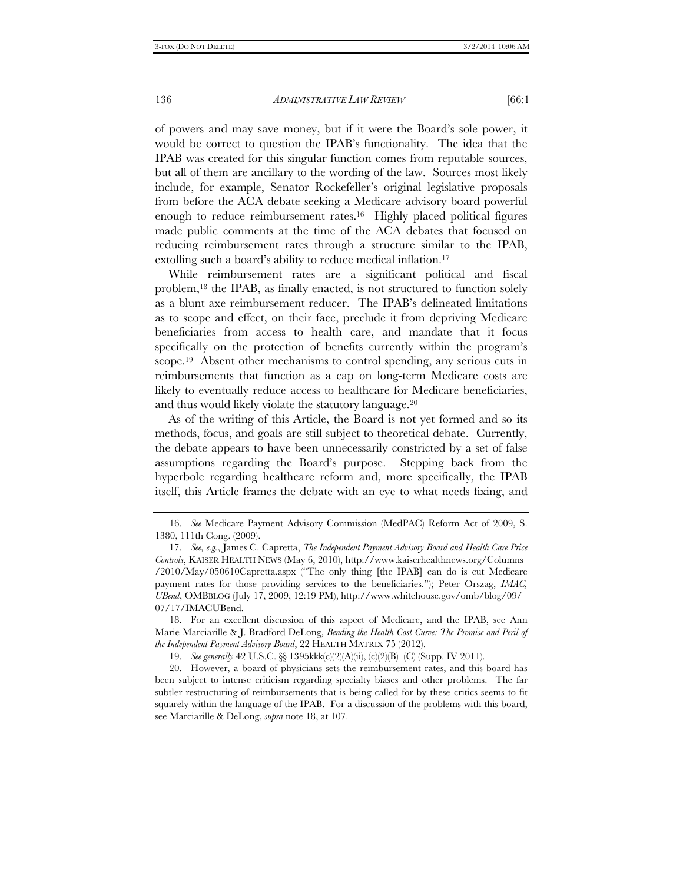of powers and may save money, but if it were the Board's sole power, it would be correct to question the IPAB's functionality. The idea that the IPAB was created for this singular function comes from reputable sources, but all of them are ancillary to the wording of the law. Sources most likely include, for example, Senator Rockefeller's original legislative proposals from before the ACA debate seeking a Medicare advisory board powerful enough to reduce reimbursement rates.[16] Highly placed political figures made public comments at the time of the ACA debates that focused on reducing reimbursement rates through a structure similar to the IPAB, extolling such a board's ability to reduce medical inflation.[17]

While reimbursement rates are a significant political and fiscal problem,[18] the IPAB, as finally enacted, is not structured to function solely as a blunt axe reimbursement reducer. The IPAB's delineated limitations as to scope and effect, on their face, preclude it from depriving Medicare beneficiaries from access to health care, and mandate that it focus specifically on the protection of benefits currently within the program's scope.[19] Absent other mechanisms to control spending, any serious cuts in reimbursements that function as a cap on long-term Medicare costs are likely to eventually reduce access to healthcare for Medicare beneficiaries, and thus would likely violate the statutory language.[20]

As of the writing of this Article, the Board is not yet formed and so its methods, focus, and goals are still subject to theoretical debate. Currently, the debate appears to have been unnecessarily constricted by a set of false assumptions regarding the Board's purpose. Stepping back from the hyperbole regarding healthcare reform and, more specifically, the IPAB itself, this Article frames the debate with an eye to what needs fixing, and

---

16. *See* Medicare Payment Advisory Commission (MedPAC) Reform Act of 2009, S. 1380, 111th Cong. (2009).

17. *See, e.g.*, James C. Capretta, *The Independent Payment Advisory Board and Health Care Price Controls*, KAISER HEALTH NEWS (May 6, 2010), http://www.kaiserhealthnews.org/Columns/2010/May/050610Capretta.aspx ("The only thing [the IPAB] can do is cut Medicare payment rates for those providing services to the beneficiaries."); Peter Orszag, *IMAC, UBend*, OMBBLOG (July 17, 2009, 12:19 PM), http://www.whitehouse.gov/omb/blog/09/07/17/IMACUBend.

18. For an excellent discussion of this aspect of Medicare, and the IPAB, see Ann Marie Marciarille & J. Bradford DeLong, *Bending the Health Cost Curve: The Promise and Peril of the Independent Payment Advisory Board*, 22 HEALTH MATRIX 75 (2012).

19. *See generally* 42 U.S.C. §§ 1395kkk(c)(2)(A)(ii), (c)(2)(B)–(C) (Supp. IV 2011).

20. However, a board of physicians sets the reimbursement rates, and this board has been subject to intense criticism regarding specialty biases and other problems. The far subtler restructuring of reimbursements that is being called for by these critics seems to fit squarely within the language of the IPAB. For a discussion of the problems with this board, see Marciarille & DeLong, *supra* note 18, at 107.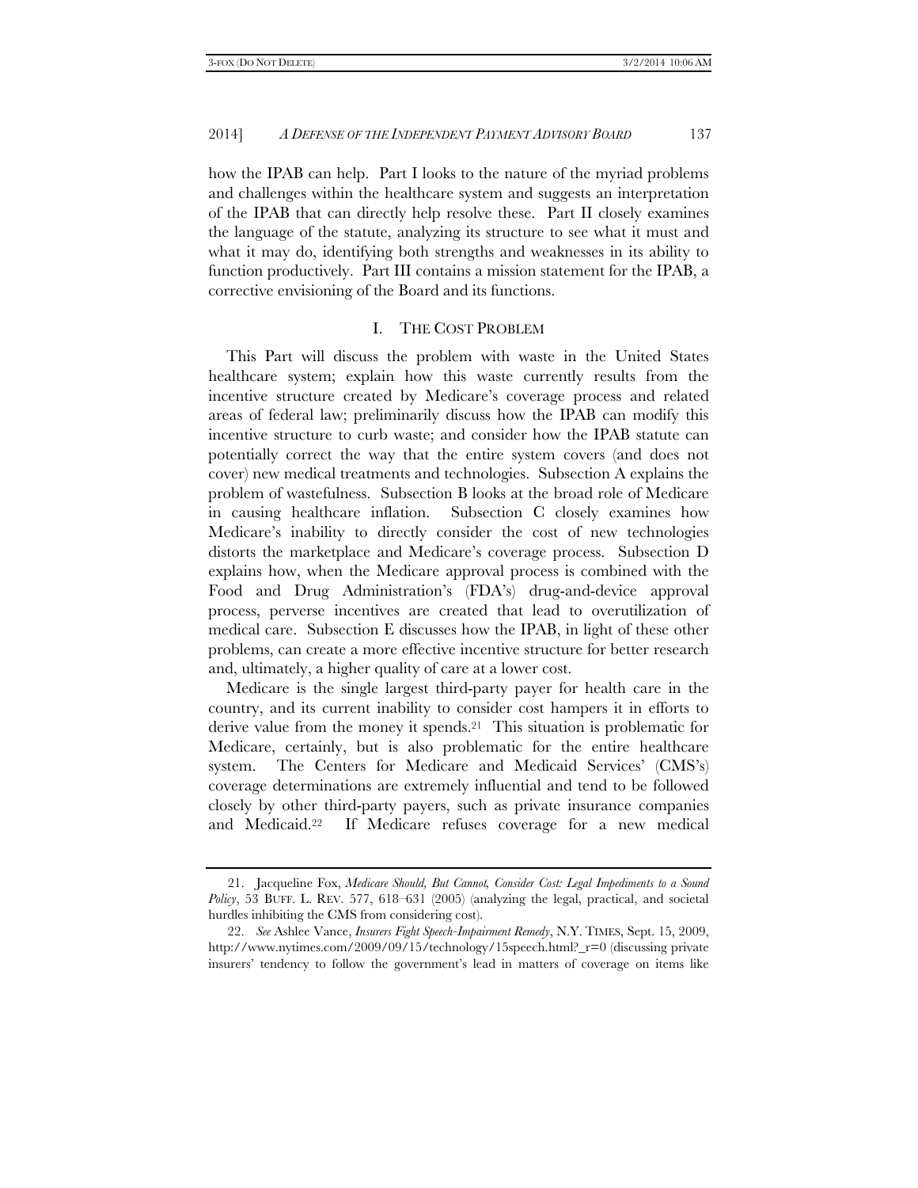how the IPAB can help. Part I looks to the nature of the myriad problems and challenges within the healthcare system and suggests an interpretation of the IPAB that can directly help resolve these. Part II closely examines the language of the statute, analyzing its structure to see what it must and what it may do, identifying both strengths and weaknesses in its ability to function productively. Part III contains a mission statement for the IPAB, a corrective envisioning of the Board and its functions.

## I. THE COST PROBLEM

This Part will discuss the problem with waste in the United States healthcare system; explain how this waste currently results from the incentive structure created by Medicare's coverage process and related areas of federal law; preliminarily discuss how the IPAB can modify this incentive structure to curb waste; and consider how the IPAB statute can potentially correct the way that the entire system covers (and does not cover) new medical treatments and technologies. Subsection A explains the problem of wastefulness. Subsection B looks at the broad role of Medicare in causing healthcare inflation. Subsection C closely examines how Medicare's inability to directly consider the cost of new technologies distorts the marketplace and Medicare's coverage process. Subsection D explains how, when the Medicare approval process is combined with the Food and Drug Administration's (FDA's) drug-and-device approval process, perverse incentives are created that lead to overutilization of medical care. Subsection E discusses how the IPAB, in light of these other problems, can create a more effective incentive structure for better research and, ultimately, a higher quality of care at a lower cost.

Medicare is the single largest third-party payer for health care in the country, and its current inability to consider cost hampers it in efforts to derive value from the money it spends.[21] This situation is problematic for Medicare, certainly, but is also problematic for the entire healthcare system. The Centers for Medicare and Medicaid Services' (CMS's) coverage determinations are extremely influential and tend to be followed closely by other third-party payers, such as private insurance companies and Medicaid.[22] If Medicare refuses coverage for a new medical

---

21. Jacqueline Fox, *Medicare Should, But Cannot, Consider Cost: Legal Impediments to a Sound Policy*, 53 BUFF. L. REV. 577, 618–631 (2005) (analyzing the legal, practical, and societal hurdles inhibiting the CMS from considering cost).

22. *See* Ashlee Vance, *Insurers Fight Speech-Impairment Remedy*, N.Y. TIMES, Sept. 15, 2009, http://www.nytimes.com/2009/09/15/technology/15speech.html?_r=0 (discussing private insurers' tendency to follow the government's lead in matters of coverage on items like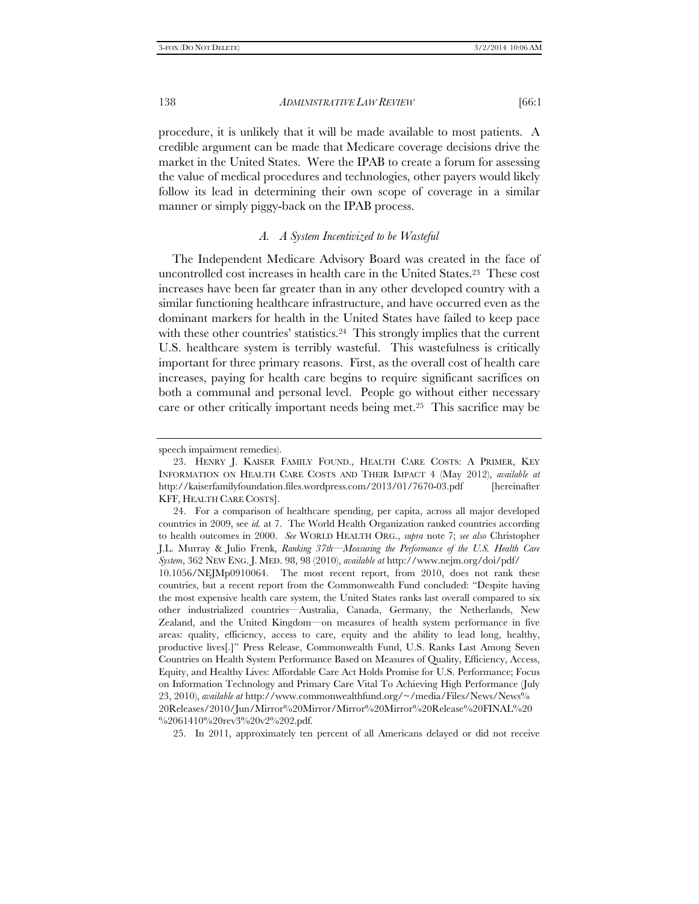procedure, it is unlikely that it will be made available to most patients. A credible argument can be made that Medicare coverage decisions drive the market in the United States. Were the IPAB to create a forum for assessing the value of medical procedures and technologies, other payers would likely follow its lead in determining their own scope of coverage in a similar manner or simply piggy-back on the IPAB process.

### *A. A System Incentivized to be Wasteful*

The Independent Medicare Advisory Board was created in the face of uncontrolled cost increases in health care in the United States.[23] These cost increases have been far greater than in any other developed country with a similar functioning healthcare infrastructure, and have occurred even as the dominant markers for health in the United States have failed to keep pace with these other countries' statistics.[24] This strongly implies that the current U.S. healthcare system is terribly wasteful. This wastefulness is critically important for three primary reasons. First, as the overall cost of health care increases, paying for health care begins to require significant sacrifices on both a communal and personal level. People go without either necessary care or other critically important needs being met.[25] This sacrifice may be

---

speech impairment remedies).

23. HENRY J. KAISER FAMILY FOUND., HEALTH CARE COSTS: A PRIMER, KEY INFORMATION ON HEALTH CARE COSTS AND THEIR IMPACT 4 (May 2012), *available at* http://kaiserfamilyfoundation.files.wordpress.com/2013/01/7670-03.pdf [hereinafter KFF, HEALTH CARE COSTS].

24. For a comparison of healthcare spending, per capita, across all major developed countries in 2009, see *id.* at 7. The World Health Organization ranked countries according to health outcomes in 2000. *See* WORLD HEALTH ORG., *supra* note 7; *see also* Christopher J.L. Murray & Julio Frenk, *Ranking 37th—Measuring the Performance of the U.S. Health Care System*, 362 NEW ENG. J. MED. 98, 98 (2010), *available at* http://www.nejm.org/doi/pdf/10.1056/NEJMp0910064. The most recent report, from 2010, does not rank these countries, but a recent report from the Commonwealth Fund concluded: "Despite having the most expensive health care system, the United States ranks last overall compared to six other industrialized countries—Australia, Canada, Germany, the Netherlands, New Zealand, and the United Kingdom—on measures of health system performance in five areas: quality, efficiency, access to care, equity and the ability to lead long, healthy, productive lives[.]" Press Release, Commonwealth Fund, U.S. Ranks Last Among Seven Countries on Health System Performance Based on Measures of Quality, Efficiency, Access, Equity, and Healthy Lives: Affordable Care Act Holds Promise for U.S. Performance; Focus on Information Technology and Primary Care Vital To Achieving High Performance (July 23, 2010), *available at* http://www.commonwealthfund.org/~/media/Files/News/News%20Releases/2010/Jun/Mirror%20Mirror/Mirror%20Mirror%20Release%20FINAL%20%2061410%20rev3%20v2%202.pdf.

25. In 2011, approximately ten percent of all Americans delayed or did not receive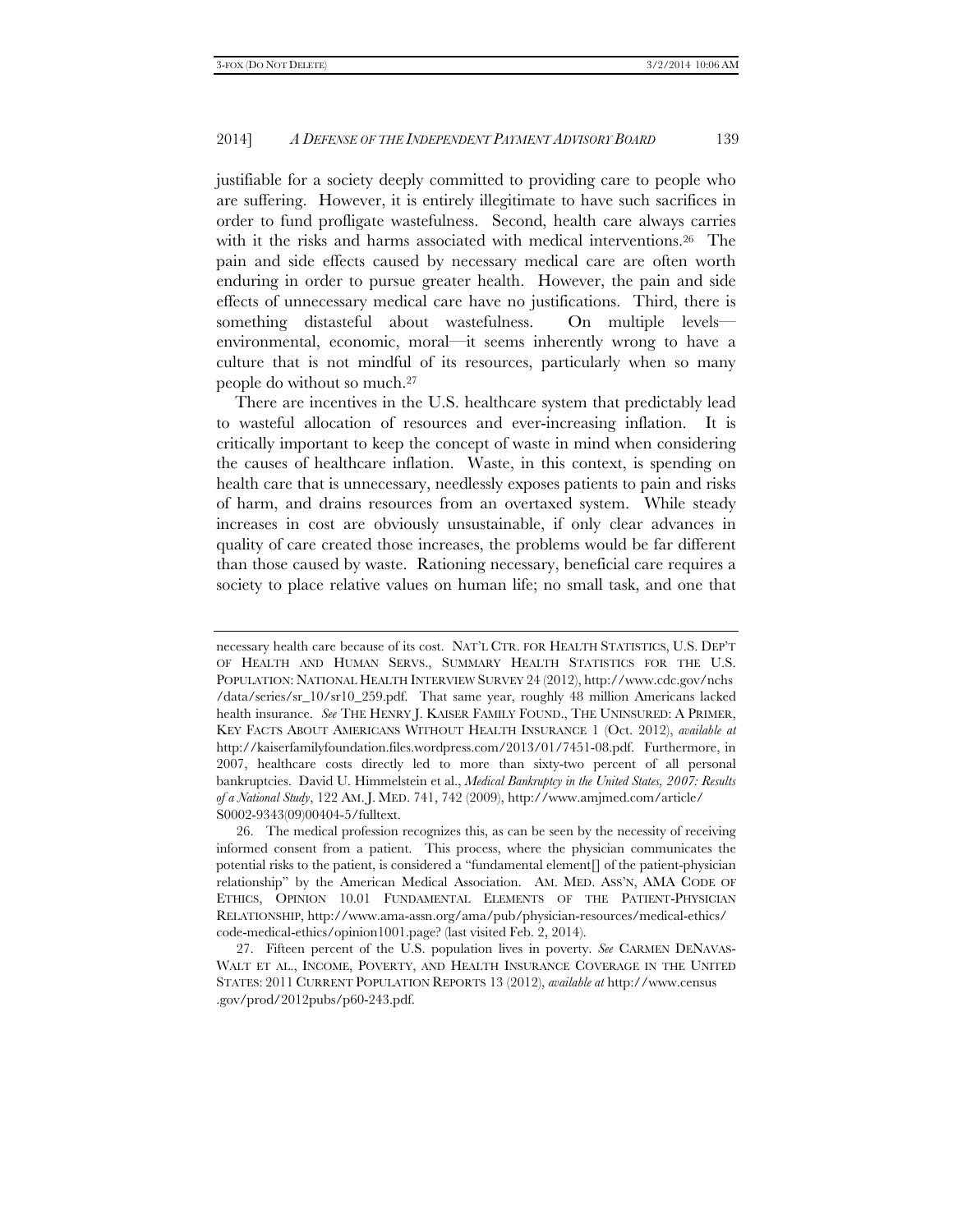justifiable for a society deeply committed to providing care to people who are suffering. However, it is entirely illegitimate to have such sacrifices in order to fund profligate wastefulness. Second, health care always carries with it the risks and harms associated with medical interventions.[26] The pain and side effects caused by necessary medical care are often worth enduring in order to pursue greater health. However, the pain and side effects of unnecessary medical care have no justifications. Third, there is something distasteful about wastefulness. On multiple levels—environmental, economic, moral—it seems inherently wrong to have a culture that is not mindful of its resources, particularly when so many people do without so much.[27]

There are incentives in the U.S. healthcare system that predictably lead to wasteful allocation of resources and ever-increasing inflation. It is critically important to keep the concept of waste in mind when considering the causes of healthcare inflation. Waste, in this context, is spending on health care that is unnecessary, needlessly exposes patients to pain and risks of harm, and drains resources from an overtaxed system. While steady increases in cost are obviously unsustainable, if only clear advances in quality of care created those increases, the problems would be far different than those caused by waste. Rationing necessary, beneficial care requires a society to place relative values on human life; no small task, and one that

---

necessary health care because of its cost. NAT'L CTR. FOR HEALTH STATISTICS, U.S. DEP'T OF HEALTH AND HUMAN SERVS., SUMMARY HEALTH STATISTICS FOR THE U.S. POPULATION: NATIONAL HEALTH INTERVIEW SURVEY 24 (2012), http://www.cdc.gov/nchs/data/series/sr_10/sr10_259.pdf. That same year, roughly 48 million Americans lacked health insurance. *See* THE HENRY J. KAISER FAMILY FOUND., THE UNINSURED: A PRIMER, KEY FACTS ABOUT AMERICANS WITHOUT HEALTH INSURANCE 1 (Oct. 2012), *available at* http://kaiserfamilyfoundation.files.wordpress.com/2013/01/7451-08.pdf. Furthermore, in 2007, healthcare costs directly led to more than sixty-two percent of all personal bankruptcies. David U. Himmelstein et al., *Medical Bankruptcy in the United States, 2007: Results of a National Study*, 122 AM. J. MED. 741, 742 (2009), http://www.amjmed.com/article/S0002-9343(09)00404-5/fulltext.

26. The medical profession recognizes this, as can be seen by the necessity of receiving informed consent from a patient. This process, where the physician communicates the potential risks to the patient, is considered a "fundamental element[] of the patient-physician relationship" by the American Medical Association. AM. MED. ASS'N, AMA CODE OF ETHICS, OPINION 10.01 FUNDAMENTAL ELEMENTS OF THE PATIENT-PHYSICIAN RELATIONSHIP, http://www.ama-assn.org/ama/pub/physician-resources/medical-ethics/code-medical-ethics/opinion1001.page? (last visited Feb. 2, 2014).

27. Fifteen percent of the U.S. population lives in poverty. *See* CARMEN DENAVAS-WALT ET AL., INCOME, POVERTY, AND HEALTH INSURANCE COVERAGE IN THE UNITED STATES: 2011 CURRENT POPULATION REPORTS 13 (2012), *available at* http://www.census.gov/prod/2012pubs/p60-243.pdf.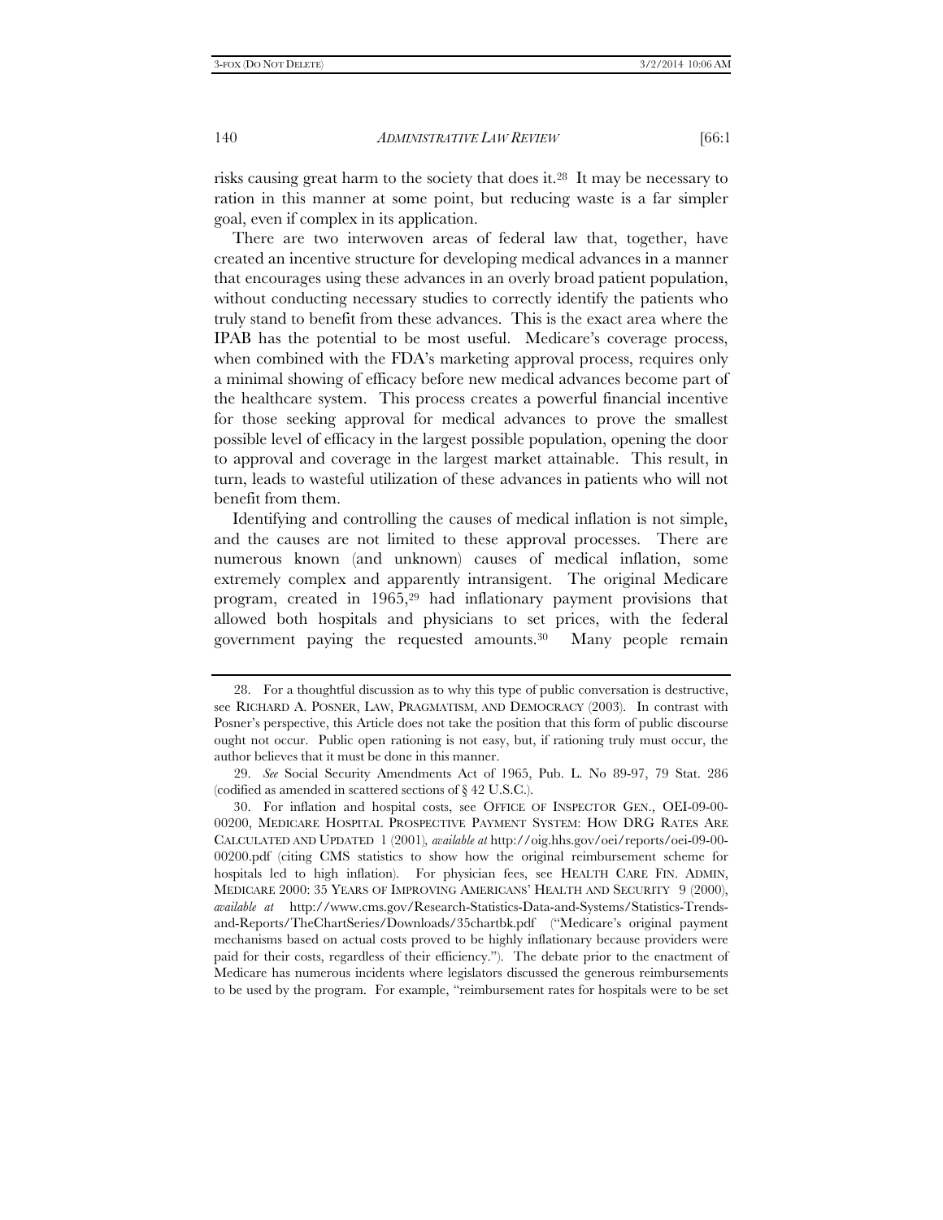risks causing great harm to the society that does it.[28] It may be necessary to ration in this manner at some point, but reducing waste is a far simpler goal, even if complex in its application.

There are two interwoven areas of federal law that, together, have created an incentive structure for developing medical advances in a manner that encourages using these advances in an overly broad patient population, without conducting necessary studies to correctly identify the patients who truly stand to benefit from these advances. This is the exact area where the IPAB has the potential to be most useful. Medicare's coverage process, when combined with the FDA's marketing approval process, requires only a minimal showing of efficacy before new medical advances become part of the healthcare system. This process creates a powerful financial incentive for those seeking approval for medical advances to prove the smallest possible level of efficacy in the largest possible population, opening the door to approval and coverage in the largest market attainable. This result, in turn, leads to wasteful utilization of these advances in patients who will not benefit from them.

Identifying and controlling the causes of medical inflation is not simple, and the causes are not limited to these approval processes. There are numerous known (and unknown) causes of medical inflation, some extremely complex and apparently intransigent. The original Medicare program, created in 1965,[29] had inflationary payment provisions that allowed both hospitals and physicians to set prices, with the federal government paying the requested amounts.[30] Many people remain

---

28. For a thoughtful discussion as to why this type of public conversation is destructive, see RICHARD A. POSNER, LAW, PRAGMATISM, AND DEMOCRACY (2003). In contrast with Posner's perspective, this Article does not take the position that this form of public discourse ought not occur. Public open rationing is not easy, but, if rationing truly must occur, the author believes that it must be done in this manner.

29. *See* Social Security Amendments Act of 1965, Pub. L. No 89-97, 79 Stat. 286 (codified as amended in scattered sections of § 42 U.S.C.).

30. For inflation and hospital costs, see OFFICE OF INSPECTOR GEN., OEI-09-00-00200, MEDICARE HOSPITAL PROSPECTIVE PAYMENT SYSTEM: HOW DRG RATES ARE CALCULATED AND UPDATED 1 (2001), *available at* http://oig.hhs.gov/oei/reports/oei-09-00-00200.pdf (citing CMS statistics to show how the original reimbursement scheme for hospitals led to high inflation). For physician fees, see HEALTH CARE FIN. ADMIN, MEDICARE 2000: 35 YEARS OF IMPROVING AMERICANS' HEALTH AND SECURITY 9 (2000), *available at* http://www.cms.gov/Research-Statistics-Data-and-Systems/Statistics-Trends-and-Reports/TheChartSeries/Downloads/35chartbk.pdf ("Medicare's original payment mechanisms based on actual costs proved to be highly inflationary because providers were paid for their costs, regardless of their efficiency."). The debate prior to the enactment of Medicare has numerous incidents where legislators discussed the generous reimbursements to be used by the program. For example, "reimbursement rates for hospitals were to be set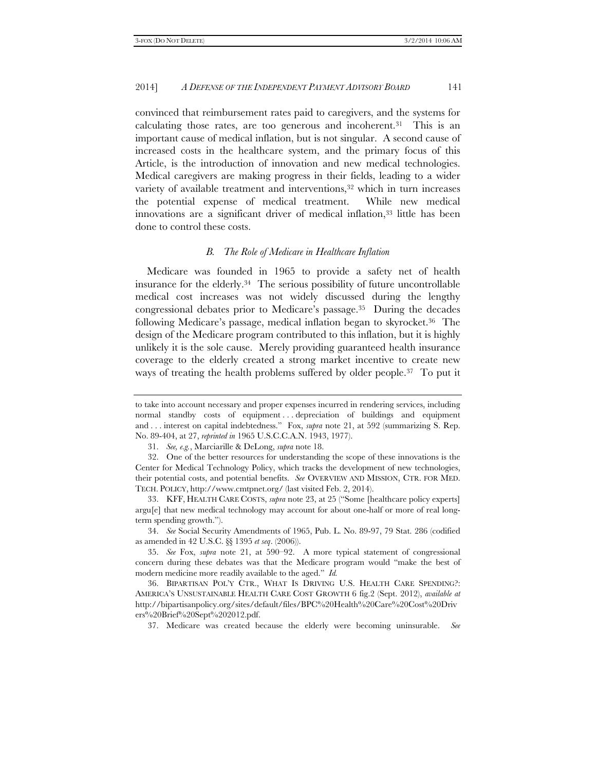convinced that reimbursement rates paid to caregivers, and the systems for calculating those rates, are too generous and incoherent.[31] This is an important cause of medical inflation, but is not singular. A second cause of increased costs in the healthcare system, and the primary focus of this Article, is the introduction of innovation and new medical technologies. Medical caregivers are making progress in their fields, leading to a wider variety of available treatment and interventions,[32] which in turn increases the potential expense of medical treatment. While new medical innovations are a significant driver of medical inflation,[33] little has been done to control these costs.

### *B. The Role of Medicare in Healthcare Inflation*

Medicare was founded in 1965 to provide a safety net of health insurance for the elderly.[34] The serious possibility of future uncontrollable medical cost increases was not widely discussed during the lengthy congressional debates prior to Medicare's passage.[35] During the decades following Medicare's passage, medical inflation began to skyrocket.[36] The design of the Medicare program contributed to this inflation, but it is highly unlikely it is the sole cause. Merely providing guaranteed health insurance coverage to the elderly created a strong market incentive to create new ways of treating the health problems suffered by older people.[37] To put it

---

to take into account necessary and proper expenses incurred in rendering services, including normal standby costs of equipment . . . depreciation of buildings and equipment and . . . interest on capital indebtedness." Fox, *supra* note 21, at 592 (summarizing S. Rep. No. 89-404, at 27, *reprinted in* 1965 U.S.C.C.A.N. 1943, 1977).

31. *See, e.g.*, Marciarille & DeLong, *supra* note 18.

32. One of the better resources for understanding the scope of these innovations is the Center for Medical Technology Policy, which tracks the development of new technologies, their potential costs, and potential benefits. *See* OVERVIEW AND MISSION, CTR. FOR MED. TECH. POLICY, http://www.cmtpnet.org/ (last visited Feb. 2, 2014).

33. KFF, HEALTH CARE COSTS, *supra* note 23, at 25 ("Some [healthcare policy experts] argu[e] that new medical technology may account for about one-half or more of real long-term spending growth.").

34. *See* Social Security Amendments of 1965, Pub. L. No. 89-97, 79 Stat. 286 (codified as amended in 42 U.S.C. §§ 1395 *et seq*. (2006)).

35. *See* Fox, *supra* note 21, at 590–92. A more typical statement of congressional concern during these debates was that the Medicare program would "make the best of modern medicine more readily available to the aged." *Id.*

36. BIPARTISAN POL'Y CTR., WHAT IS DRIVING U.S. HEALTH CARE SPENDING?: AMERICA'S UNSUSTAINABLE HEALTH CARE COST GROWTH 6 fig.2 (Sept. 2012), *available at* http://bipartisanpolicy.org/sites/default/files/BPC%20Health%20Care%20Cost%20Drivers%20Brief%20Sept%202012.pdf.

37. Medicare was created because the elderly were becoming uninsurable. *See*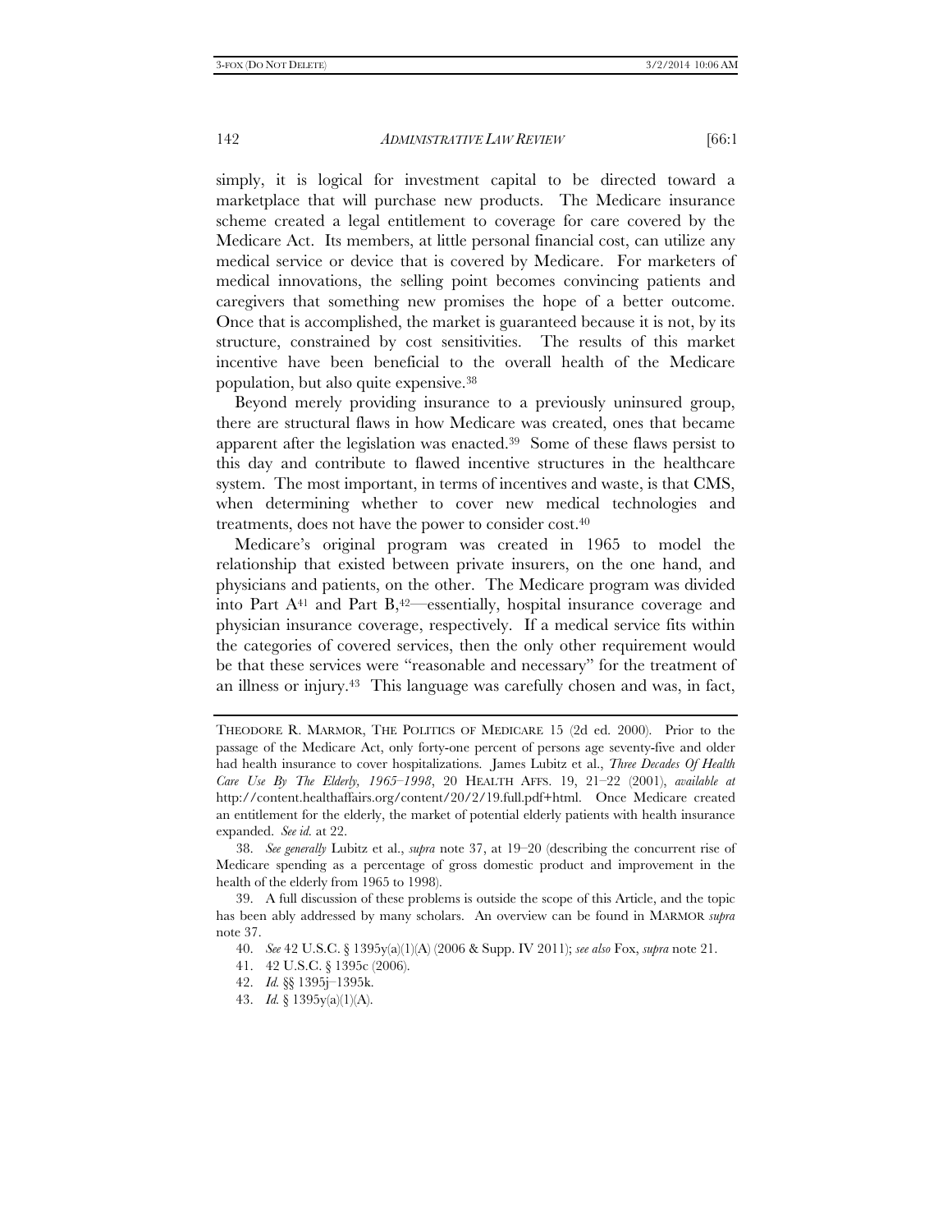simply, it is logical for investment capital to be directed toward a marketplace that will purchase new products. The Medicare insurance scheme created a legal entitlement to coverage for care covered by the Medicare Act. Its members, at little personal financial cost, can utilize any medical service or device that is covered by Medicare. For marketers of medical innovations, the selling point becomes convincing patients and caregivers that something new promises the hope of a better outcome. Once that is accomplished, the market is guaranteed because it is not, by its structure, constrained by cost sensitivities. The results of this market incentive have been beneficial to the overall health of the Medicare population, but also quite expensive.[38]

Beyond merely providing insurance to a previously uninsured group, there are structural flaws in how Medicare was created, ones that became apparent after the legislation was enacted.[39] Some of these flaws persist to this day and contribute to flawed incentive structures in the healthcare system. The most important, in terms of incentives and waste, is that CMS, when determining whether to cover new medical technologies and treatments, does not have the power to consider cost.[40]

Medicare's original program was created in 1965 to model the relationship that existed between private insurers, on the one hand, and physicians and patients, on the other. The Medicare program was divided into Part A[41] and Part B,[42]—essentially, hospital insurance coverage and physician insurance coverage, respectively. If a medical service fits within the categories of covered services, then the only other requirement would be that these services were "reasonable and necessary" for the treatment of an illness or injury.[43] This language was carefully chosen and was, in fact,

---

THEODORE R. MARMOR, THE POLITICS OF MEDICARE 15 (2d ed. 2000). Prior to the passage of the Medicare Act, only forty-one percent of persons age seventy-five and older had health insurance to cover hospitalizations. James Lubitz et al., *Three Decades Of Health Care Use By The Elderly, 1965–1998*, 20 HEALTH AFFS. 19, 21–22 (2001), *available at* http://content.healthaffairs.org/content/20/2/19.full.pdf+html. Once Medicare created an entitlement for the elderly, the market of potential elderly patients with health insurance expanded. *See id.* at 22.

38. *See generally* Lubitz et al., *supra* note 37, at 19–20 (describing the concurrent rise of Medicare spending as a percentage of gross domestic product and improvement in the health of the elderly from 1965 to 1998).

39. A full discussion of these problems is outside the scope of this Article, and the topic has been ably addressed by many scholars. An overview can be found in MARMOR *supra* note 37.

40. *See* 42 U.S.C. § 1395y(a)(1)(A) (2006 & Supp. IV 2011); *see also* Fox, *supra* note 21.

41. 42 U.S.C. § 1395c (2006).

42. *Id.* §§ 1395j–1395k.

43. *Id.* § 1395y(a)(1)(A).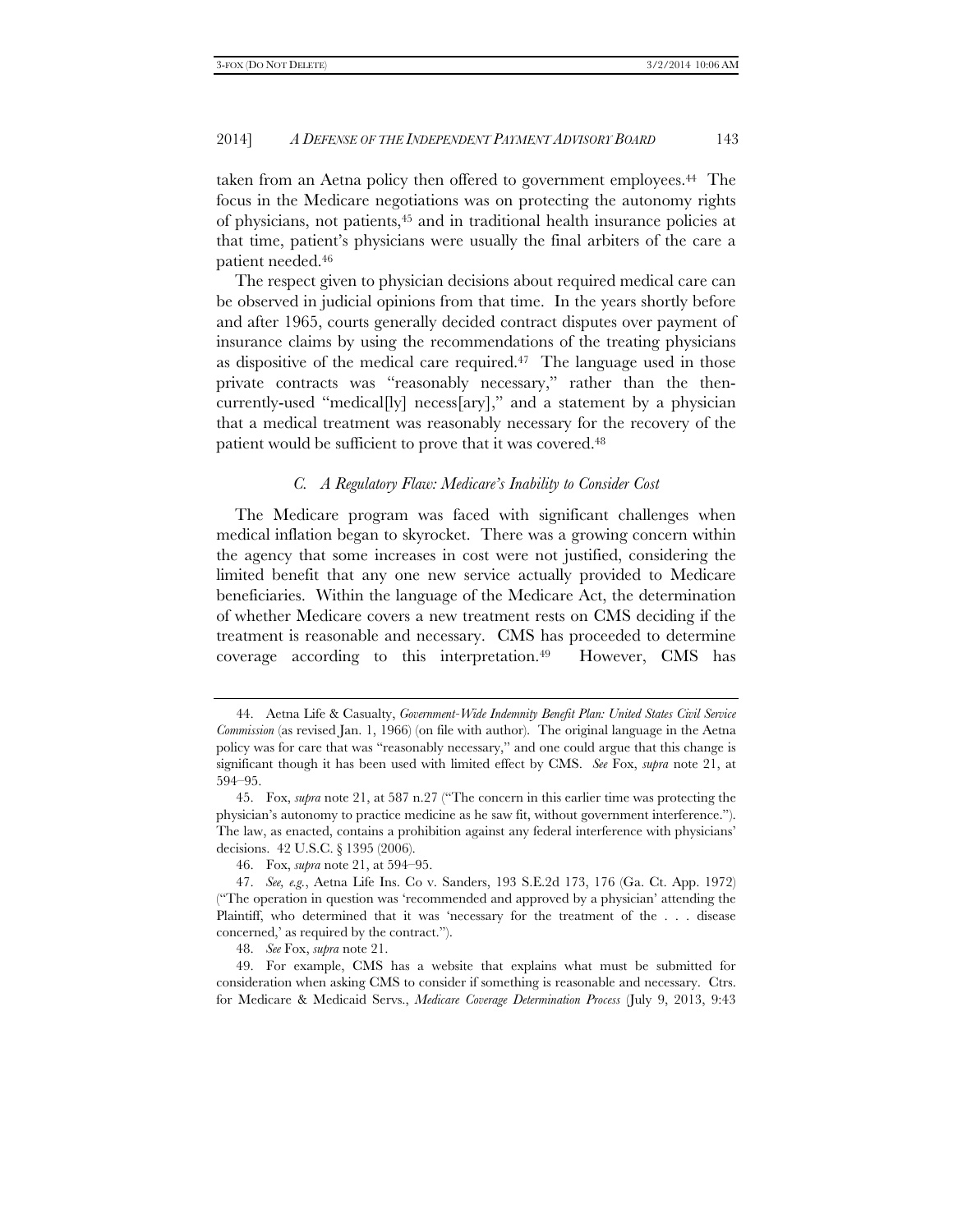taken from an Aetna policy then offered to government employees.[44] The focus in the Medicare negotiations was on protecting the autonomy rights of physicians, not patients,[45] and in traditional health insurance policies at that time, patient's physicians were usually the final arbiters of the care a patient needed.[46]

The respect given to physician decisions about required medical care can be observed in judicial opinions from that time. In the years shortly before and after 1965, courts generally decided contract disputes over payment of insurance claims by using the recommendations of the treating physicians as dispositive of the medical care required.[47] The language used in those private contracts was "reasonably necessary," rather than the then-currently-used "medical[ly] necess[ary]," and a statement by a physician that a medical treatment was reasonably necessary for the recovery of the patient would be sufficient to prove that it was covered.[48]

### *C. A Regulatory Flaw: Medicare's Inability to Consider Cost*

The Medicare program was faced with significant challenges when medical inflation began to skyrocket. There was a growing concern within the agency that some increases in cost were not justified, considering the limited benefit that any one new service actually provided to Medicare beneficiaries. Within the language of the Medicare Act, the determination of whether Medicare covers a new treatment rests on CMS deciding if the treatment is reasonable and necessary. CMS has proceeded to determine coverage according to this interpretation.[49] However, CMS has

---

44. Aetna Life & Casualty, *Government-Wide Indemnity Benefit Plan: United States Civil Service Commission* (as revised Jan. 1, 1966) (on file with author). The original language in the Aetna policy was for care that was "reasonably necessary," and one could argue that this change is significant though it has been used with limited effect by CMS. *See* Fox, *supra* note 21, at 594–95.

45. Fox, *supra* note 21, at 587 n.27 ("The concern in this earlier time was protecting the physician's autonomy to practice medicine as he saw fit, without government interference."). The law, as enacted, contains a prohibition against any federal interference with physicians' decisions. 42 U.S.C. § 1395 (2006).

46. Fox, *supra* note 21, at 594–95.

47. *See, e.g.*, Aetna Life Ins. Co v. Sanders, 193 S.E.2d 173, 176 (Ga. Ct. App. 1972) ("The operation in question was 'recommended and approved by a physician' attending the Plaintiff, who determined that it was 'necessary for the treatment of the . . . disease concerned,' as required by the contract.").

48. *See* Fox, *supra* note 21.

49. For example, CMS has a website that explains what must be submitted for consideration when asking CMS to consider if something is reasonable and necessary. Ctrs. for Medicare & Medicaid Servs., *Medicare Coverage Determination Process* (July 9, 2013, 9:43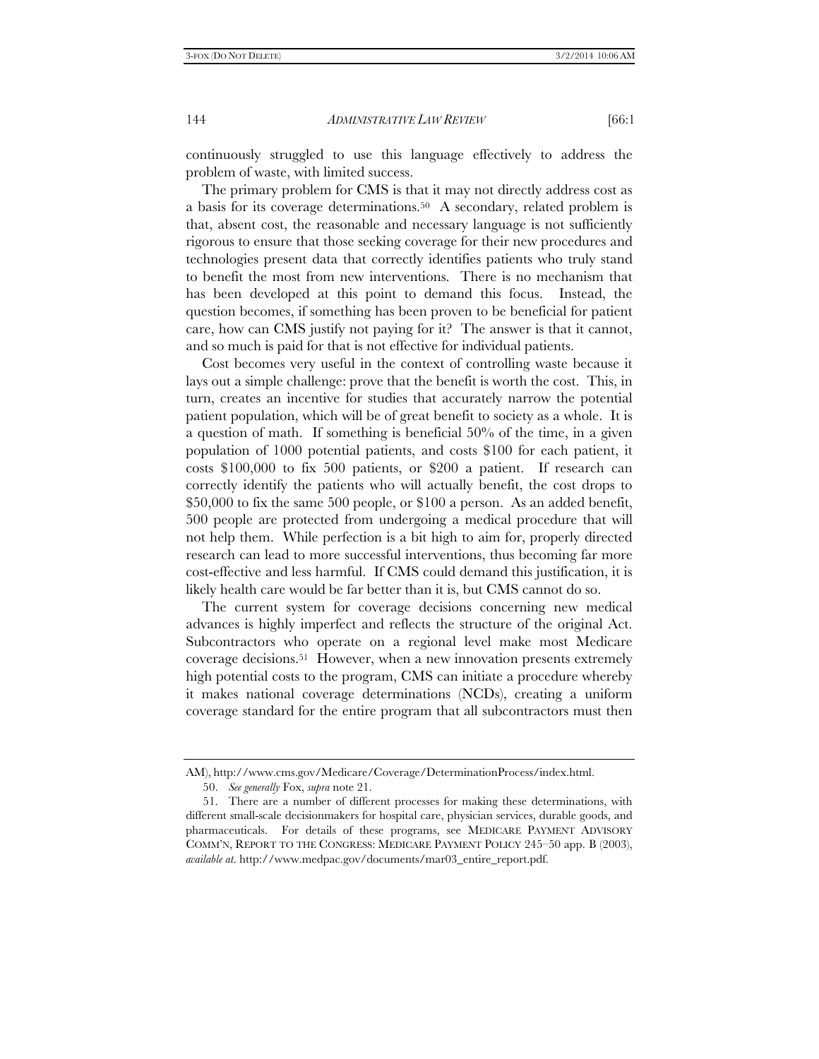continuously struggled to use this language effectively to address the problem of waste, with limited success.

The primary problem for CMS is that it may not directly address cost as a basis for its coverage determinations.[50] A secondary, related problem is that, absent cost, the reasonable and necessary language is not sufficiently rigorous to ensure that those seeking coverage for their new procedures and technologies present data that correctly identifies patients who truly stand to benefit the most from new interventions. There is no mechanism that has been developed at this point to demand this focus. Instead, the question becomes, if something has been proven to be beneficial for patient care, how can CMS justify not paying for it? The answer is that it cannot, and so much is paid for that is not effective for individual patients.

Cost becomes very useful in the context of controlling waste because it lays out a simple challenge: prove that the benefit is worth the cost. This, in turn, creates an incentive for studies that accurately narrow the potential patient population, which will be of great benefit to society as a whole. It is a question of math. If something is beneficial 50% of the time, in a given population of 1000 potential patients, and costs $100 for each patient, it costs $100,000 to fix 500 patients, or $200 a patient. If research can correctly identify the patients who will actually benefit, the cost drops to $50,000 to fix the same 500 people, or $100 a person. As an added benefit, 500 people are protected from undergoing a medical procedure that will not help them. While perfection is a bit high to aim for, properly directed research can lead to more successful interventions, thus becoming far more cost-effective and less harmful. If CMS could demand this justification, it is likely health care would be far better than it is, but CMS cannot do so.

The current system for coverage decisions concerning new medical advances is highly imperfect and reflects the structure of the original Act. Subcontractors who operate on a regional level make most Medicare coverage decisions.[51] However, when a new innovation presents extremely high potential costs to the program, CMS can initiate a procedure whereby it makes national coverage determinations (NCDs), creating a uniform coverage standard for the entire program that all subcontractors must then

---

AM), http://www.cms.gov/Medicare/Coverage/DeterminationProcess/index.html.

50. *See generally* Fox, *supra* note 21.

51. There are a number of different processes for making these determinations, with different small-scale decisionmakers for hospital care, physician services, durable goods, and pharmaceuticals. For details of these programs, see MEDICARE PAYMENT ADVISORY COMM'N, REPORT TO THE CONGRESS: MEDICARE PAYMENT POLICY 245–50 app. B (2003), *available at*. http://www.medpac.gov/documents/mar03_entire_report.pdf.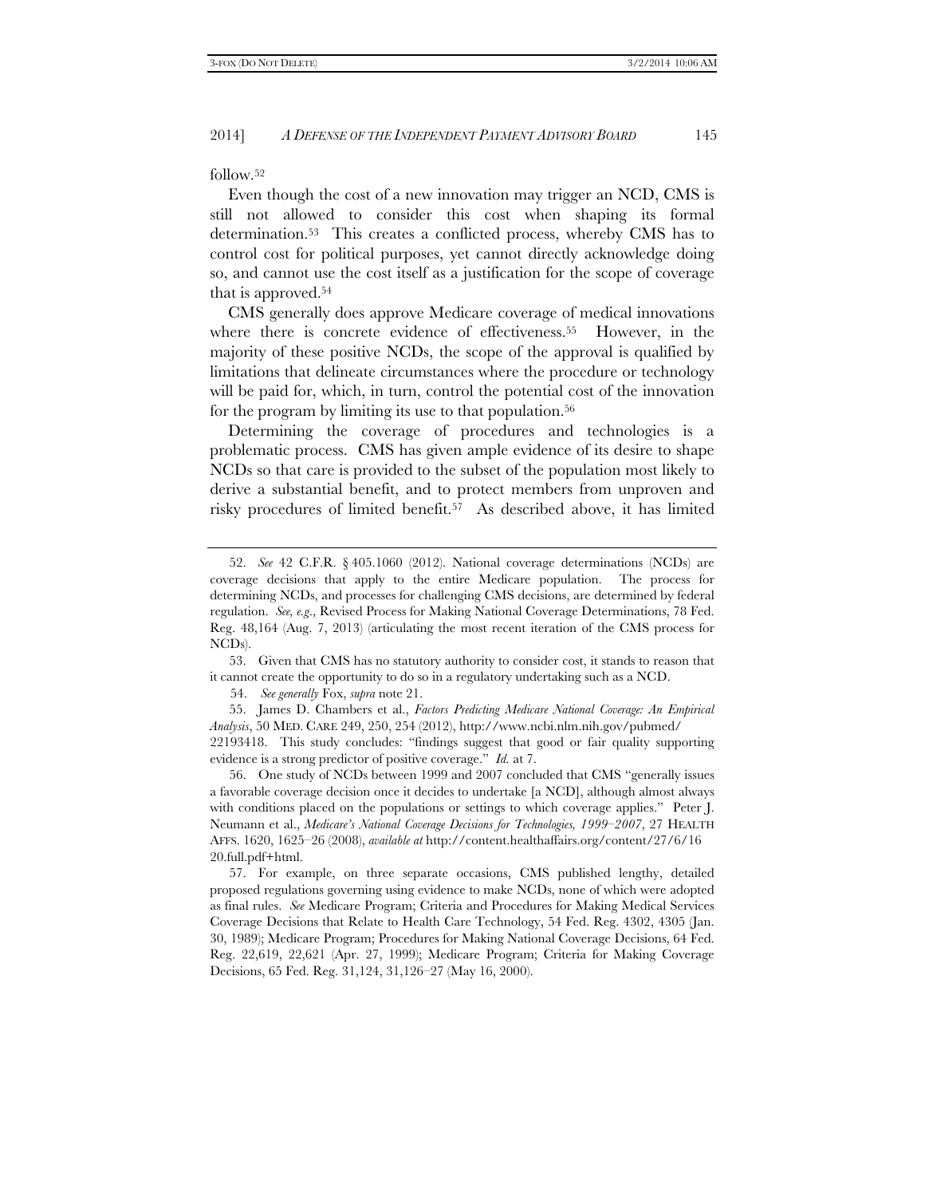follow.[52]

Even though the cost of a new innovation may trigger an NCD, CMS is still not allowed to consider this cost when shaping its formal determination.[53] This creates a conflicted process, whereby CMS has to control cost for political purposes, yet cannot directly acknowledge doing so, and cannot use the cost itself as a justification for the scope of coverage that is approved.[54]

CMS generally does approve Medicare coverage of medical innovations where there is concrete evidence of effectiveness.[55] However, in the majority of these positive NCDs, the scope of the approval is qualified by limitations that delineate circumstances where the procedure or technology will be paid for, which, in turn, control the potential cost of the innovation for the program by limiting its use to that population.[56]

Determining the coverage of procedures and technologies is a problematic process. CMS has given ample evidence of its desire to shape NCDs so that care is provided to the subset of the population most likely to derive a substantial benefit, and to protect members from unproven and risky procedures of limited benefit.[57] As described above, it has limited

---

52. *See* 42 C.F.R. § 405.1060 (2012). National coverage determinations (NCDs) are coverage decisions that apply to the entire Medicare population. The process for determining NCDs, and processes for challenging CMS decisions, are determined by federal regulation. *See, e.g.*, Revised Process for Making National Coverage Determinations, 78 Fed. Reg. 48,164 (Aug. 7, 2013) (articulating the most recent iteration of the CMS process for NCDs).

53. Given that CMS has no statutory authority to consider cost, it stands to reason that it cannot create the opportunity to do so in a regulatory undertaking such as a NCD.

54. *See generally* Fox, *supra* note 21.

55. James D. Chambers et al., *Factors Predicting Medicare National Coverage: An Empirical Analysis*, 50 MED. CARE 249, 250, 254 (2012), http://www.ncbi.nlm.nih.gov/pubmed/22193418. This study concludes: "findings suggest that good or fair quality supporting evidence is a strong predictor of positive coverage." *Id.* at 7.

56. One study of NCDs between 1999 and 2007 concluded that CMS "generally issues a favorable coverage decision once it decides to undertake [a NCD], although almost always with conditions placed on the populations or settings to which coverage applies." Peter J. Neumann et al., *Medicare's National Coverage Decisions for Technologies, 1999–2007*, 27 HEALTH AFFS. 1620, 1625–26 (2008), *available at* http://content.healthaffairs.org/content/27/6/1620.full.pdf+html.

57. For example, on three separate occasions, CMS published lengthy, detailed proposed regulations governing using evidence to make NCDs, none of which were adopted as final rules. *See* Medicare Program; Criteria and Procedures for Making Medical Services Coverage Decisions that Relate to Health Care Technology, 54 Fed. Reg. 4302, 4305 (Jan. 30, 1989); Medicare Program; Procedures for Making National Coverage Decisions, 64 Fed. Reg. 22,619, 22,621 (Apr. 27, 1999); Medicare Program; Criteria for Making Coverage Decisions, 65 Fed. Reg. 31,124, 31,126–27 (May 16, 2000).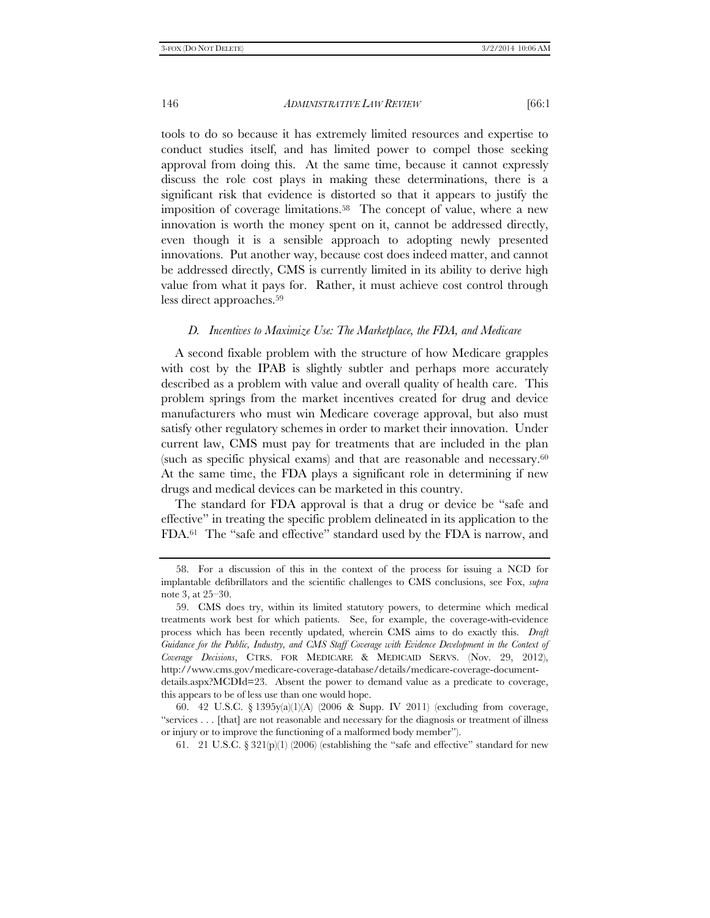tools to do so because it has extremely limited resources and expertise to conduct studies itself, and has limited power to compel those seeking approval from doing this. At the same time, because it cannot expressly discuss the role cost plays in making these determinations, there is a significant risk that evidence is distorted so that it appears to justify the imposition of coverage limitations.[58] The concept of value, where a new innovation is worth the money spent on it, cannot be addressed directly, even though it is a sensible approach to adopting newly presented innovations. Put another way, because cost does indeed matter, and cannot be addressed directly, CMS is currently limited in its ability to derive high value from what it pays for. Rather, it must achieve cost control through less direct approaches.[59]

### *D. Incentives to Maximize Use: The Marketplace, the FDA, and Medicare*

A second fixable problem with the structure of how Medicare grapples with cost by the IPAB is slightly subtler and perhaps more accurately described as a problem with value and overall quality of health care. This problem springs from the market incentives created for drug and device manufacturers who must win Medicare coverage approval, but also must satisfy other regulatory schemes in order to market their innovation. Under current law, CMS must pay for treatments that are included in the plan (such as specific physical exams) and that are reasonable and necessary.[60] At the same time, the FDA plays a significant role in determining if new drugs and medical devices can be marketed in this country.

The standard for FDA approval is that a drug or device be "safe and effective" in treating the specific problem delineated in its application to the FDA.[61] The "safe and effective" standard used by the FDA is narrow, and

---

58. For a discussion of this in the context of the process for issuing a NCD for implantable defibrillators and the scientific challenges to CMS conclusions, see Fox, *supra* note 3, at 25–30.

59. CMS does try, within its limited statutory powers, to determine which medical treatments work best for which patients. See, for example, the coverage-with-evidence process which has been recently updated, wherein CMS aims to do exactly this. *Draft Guidance for the Public, Industry, and CMS Staff Coverage with Evidence Development in the Context of Coverage Decisions*, CTRS. FOR MEDICARE & MEDICAID SERVS. (Nov. 29, 2012), http://www.cms.gov/medicare-coverage-database/details/medicare-coverage-document-details.aspx?MCDId=23. Absent the power to demand value as a predicate to coverage, this appears to be of less use than one would hope.

60. 42 U.S.C. § 1395y(a)(1)(A) (2006 & Supp. IV 2011) (excluding from coverage, "services . . . [that] are not reasonable and necessary for the diagnosis or treatment of illness or injury or to improve the functioning of a malformed body member").

61. 21 U.S.C. § 321(p)(1) (2006) (establishing the "safe and effective" standard for new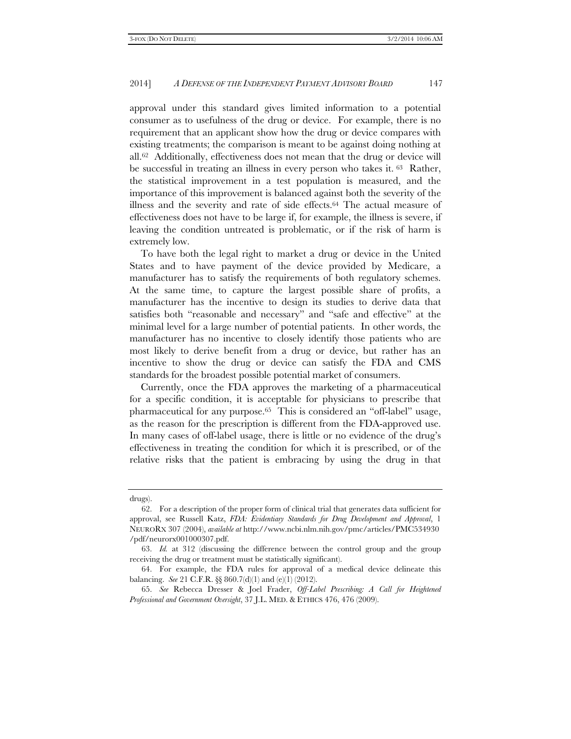approval under this standard gives limited information to a potential consumer as to usefulness of the drug or device. For example, there is no requirement that an applicant show how the drug or device compares with existing treatments; the comparison is meant to be against doing nothing at all.[62] Additionally, effectiveness does not mean that the drug or device will be successful in treating an illness in every person who takes it.[63] Rather, the statistical improvement in a test population is measured, and the importance of this improvement is balanced against both the severity of the illness and the severity and rate of side effects.[64] The actual measure of effectiveness does not have to be large if, for example, the illness is severe, if leaving the condition untreated is problematic, or if the risk of harm is extremely low.

To have both the legal right to market a drug or device in the United States and to have payment of the device provided by Medicare, a manufacturer has to satisfy the requirements of both regulatory schemes. At the same time, to capture the largest possible share of profits, a manufacturer has the incentive to design its studies to derive data that satisfies both "reasonable and necessary" and "safe and effective" at the minimal level for a large number of potential patients. In other words, the manufacturer has no incentive to closely identify those patients who are most likely to derive benefit from a drug or device, but rather has an incentive to show the drug or device can satisfy the FDA and CMS standards for the broadest possible potential market of consumers.

Currently, once the FDA approves the marketing of a pharmaceutical for a specific condition, it is acceptable for physicians to prescribe that pharmaceutical for any purpose.[65] This is considered an "off-label" usage, as the reason for the prescription is different from the FDA-approved use. In many cases of off-label usage, there is little or no evidence of the drug's effectiveness in treating the condition for which it is prescribed, or of the relative risks that the patient is embracing by using the drug in that

---

drugs).

62. For a description of the proper form of clinical trial that generates data sufficient for approval, see Russell Katz, *FDA: Evidentiary Standards for Drug Development and Approval*, 1 NEURORX 307 (2004), *available at* http://www.ncbi.nlm.nih.gov/pmc/articles/PMC534930/pdf/neurorx001000307.pdf.

63. *Id.* at 312 (discussing the difference between the control group and the group receiving the drug or treatment must be statistically significant).

64. For example, the FDA rules for approval of a medical device delineate this balancing. *See* 21 C.F.R. §§ 860.7(d)(1) and (e)(1) (2012).

65. *See* Rebecca Dresser & Joel Frader, *Off-Label Prescribing: A Call for Heightened Professional and Government Oversight*, 37 J.L. MED. & ETHICS 476, 476 (2009).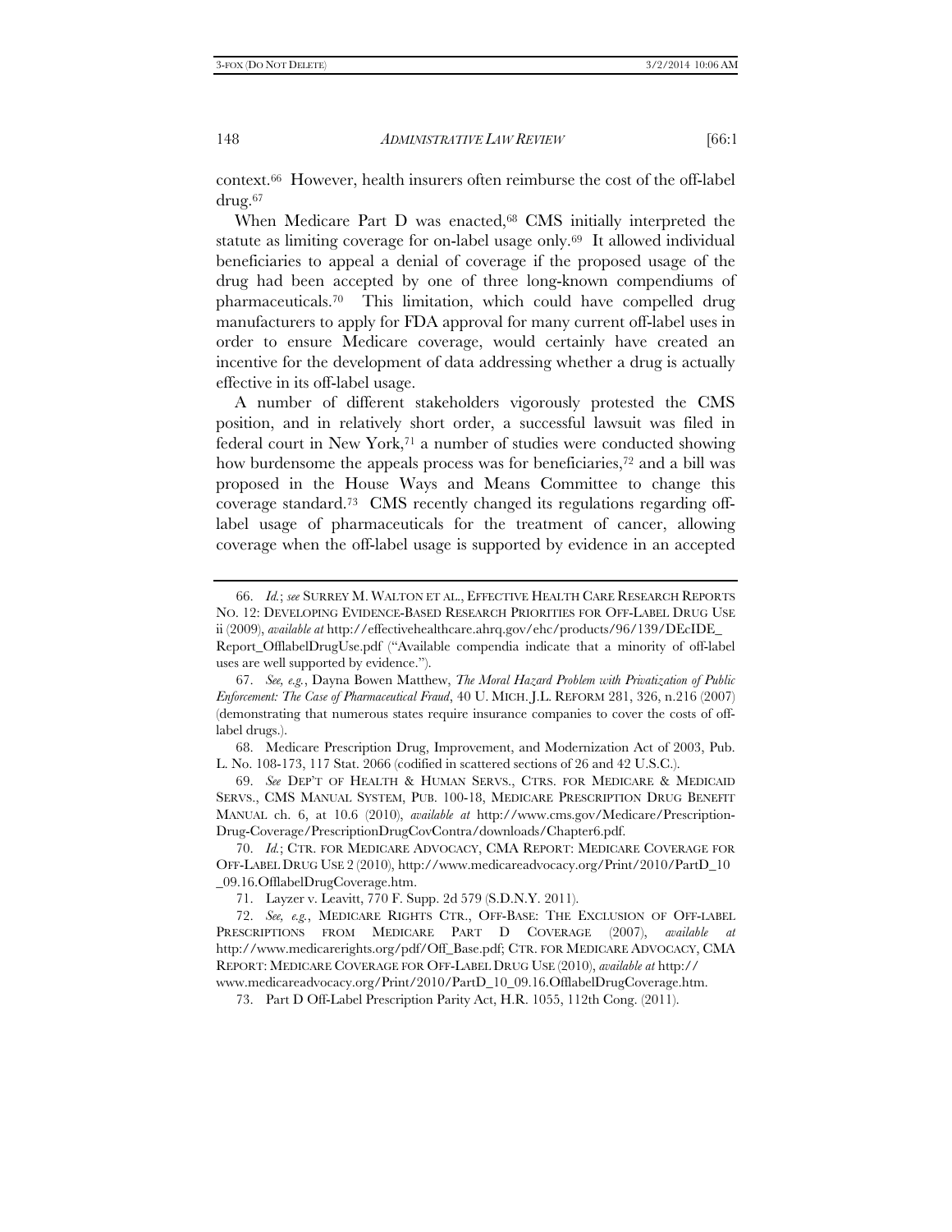context.[66] However, health insurers often reimburse the cost of the off-label drug.[67]

When Medicare Part D was enacted,[68] CMS initially interpreted the statute as limiting coverage for on-label usage only.[69] It allowed individual beneficiaries to appeal a denial of coverage if the proposed usage of the drug had been accepted by one of three long-known compendiums of pharmaceuticals.[70] This limitation, which could have compelled drug manufacturers to apply for FDA approval for many current off-label uses in order to ensure Medicare coverage, would certainly have created an incentive for the development of data addressing whether a drug is actually effective in its off-label usage.

A number of different stakeholders vigorously protested the CMS position, and in relatively short order, a successful lawsuit was filed in federal court in New York,[71] a number of studies were conducted showing how burdensome the appeals process was for beneficiaries,[72] and a bill was proposed in the House Ways and Means Committee to change this coverage standard.[73] CMS recently changed its regulations regarding off-label usage of pharmaceuticals for the treatment of cancer, allowing coverage when the off-label usage is supported by evidence in an accepted

---

66. *Id.*; *see* SURREY M. WALTON ET AL., EFFECTIVE HEALTH CARE RESEARCH REPORTS NO. 12: DEVELOPING EVIDENCE-BASED RESEARCH PRIORITIES FOR OFF-LABEL DRUG USE ii (2009), *available at* http://effectivehealthcare.ahrq.gov/ehc/products/96/139/DEcIDE_Report_OfflabelDrugUse.pdf ("Available compendia indicate that a minority of off-label uses are well supported by evidence.").

67. *See, e.g.*, Dayna Bowen Matthew, *The Moral Hazard Problem with Privatization of Public Enforcement: The Case of Pharmaceutical Fraud*, 40 U. MICH. J.L. REFORM 281, 326, n.216 (2007) (demonstrating that numerous states require insurance companies to cover the costs of off-label drugs.).

68. Medicare Prescription Drug, Improvement, and Modernization Act of 2003, Pub. L. No. 108-173, 117 Stat. 2066 (codified in scattered sections of 26 and 42 U.S.C.).

69. *See* DEP'T OF HEALTH & HUMAN SERVS., CTRS. FOR MEDICARE & MEDICAID SERVS., CMS MANUAL SYSTEM, PUB. 100-18, MEDICARE PRESCRIPTION DRUG BENEFIT MANUAL ch. 6, at 10.6 (2010), *available at* http://www.cms.gov/Medicare/Prescription-Drug-Coverage/PrescriptionDrugCovContra/downloads/Chapter6.pdf.

70. *Id.*; CTR. FOR MEDICARE ADVOCACY, CMA REPORT: MEDICARE COVERAGE FOR OFF-LABEL DRUG USE 2 (2010), http://www.medicareadvocacy.org/Print/2010/PartD_10_09.16.OfflabelDrugCoverage.htm.

71. Layzer v. Leavitt, 770 F. Supp. 2d 579 (S.D.N.Y. 2011).

72. *See, e.g.*, MEDICARE RIGHTS CTR., OFF-BASE: THE EXCLUSION OF OFF-LABEL PRESCRIPTIONS FROM MEDICARE PART D COVERAGE (2007), *available at* http://www.medicarerights.org/pdf/Off_Base.pdf; CTR. FOR MEDICARE ADVOCACY, CMA REPORT: MEDICARE COVERAGE FOR OFF-LABEL DRUG USE (2010), *available at* http://www.medicareadvocacy.org/Print/2010/PartD_10_09.16.OfflabelDrugCoverage.htm.

73. Part D Off-Label Prescription Parity Act, H.R. 1055, 112th Cong. (2011).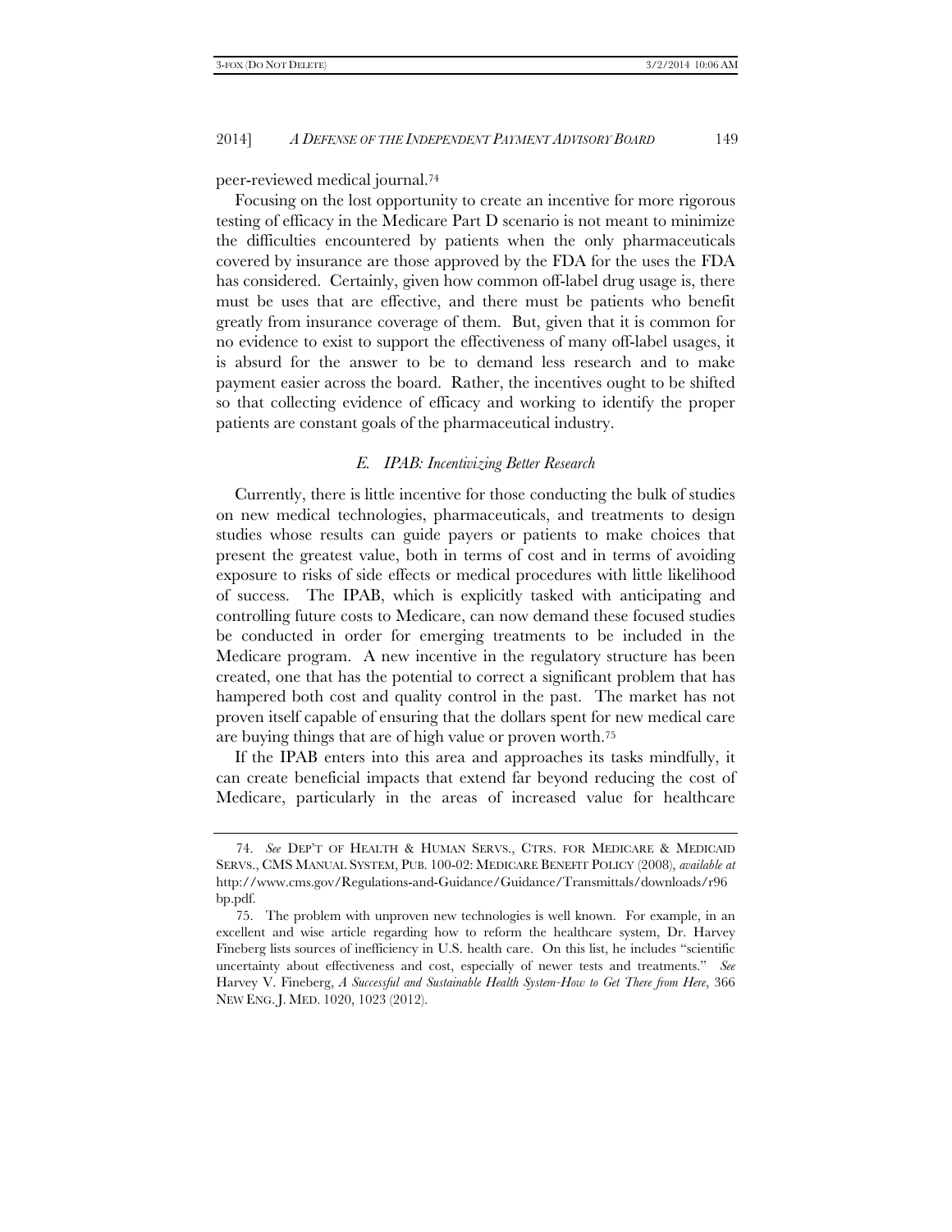peer-reviewed medical journal.[74]

Focusing on the lost opportunity to create an incentive for more rigorous testing of efficacy in the Medicare Part D scenario is not meant to minimize the difficulties encountered by patients when the only pharmaceuticals covered by insurance are those approved by the FDA for the uses the FDA has considered. Certainly, given how common off-label drug usage is, there must be uses that are effective, and there must be patients who benefit greatly from insurance coverage of them. But, given that it is common for no evidence to exist to support the effectiveness of many off-label usages, it is absurd for the answer to be to demand less research and to make payment easier across the board. Rather, the incentives ought to be shifted so that collecting evidence of efficacy and working to identify the proper patients are constant goals of the pharmaceutical industry.

### *E. IPAB: Incentivizing Better Research*

Currently, there is little incentive for those conducting the bulk of studies on new medical technologies, pharmaceuticals, and treatments to design studies whose results can guide payers or patients to make choices that present the greatest value, both in terms of cost and in terms of avoiding exposure to risks of side effects or medical procedures with little likelihood of success. The IPAB, which is explicitly tasked with anticipating and controlling future costs to Medicare, can now demand these focused studies be conducted in order for emerging treatments to be included in the Medicare program. A new incentive in the regulatory structure has been created, one that has the potential to correct a significant problem that has hampered both cost and quality control in the past. The market has not proven itself capable of ensuring that the dollars spent for new medical care are buying things that are of high value or proven worth.[75]

If the IPAB enters into this area and approaches its tasks mindfully, it can create beneficial impacts that extend far beyond reducing the cost of Medicare, particularly in the areas of increased value for healthcare

---

74. *See* DEP'T OF HEALTH & HUMAN SERVS., CTRS. FOR MEDICARE & MEDICAID SERVS., CMS MANUAL SYSTEM, PUB. 100-02: MEDICARE BENEFIT POLICY (2008), *available at* http://www.cms.gov/Regulations-and-Guidance/Guidance/Transmittals/downloads/r96bp.pdf.

75. The problem with unproven new technologies is well known. For example, in an excellent and wise article regarding how to reform the healthcare system, Dr. Harvey Fineberg lists sources of inefficiency in U.S. health care. On this list, he includes "scientific uncertainty about effectiveness and cost, especially of newer tests and treatments." *See* Harvey V. Fineberg, *A Successful and Sustainable Health System-How to Get There from Here*, 366 NEW ENG. J. MED. 1020, 1023 (2012).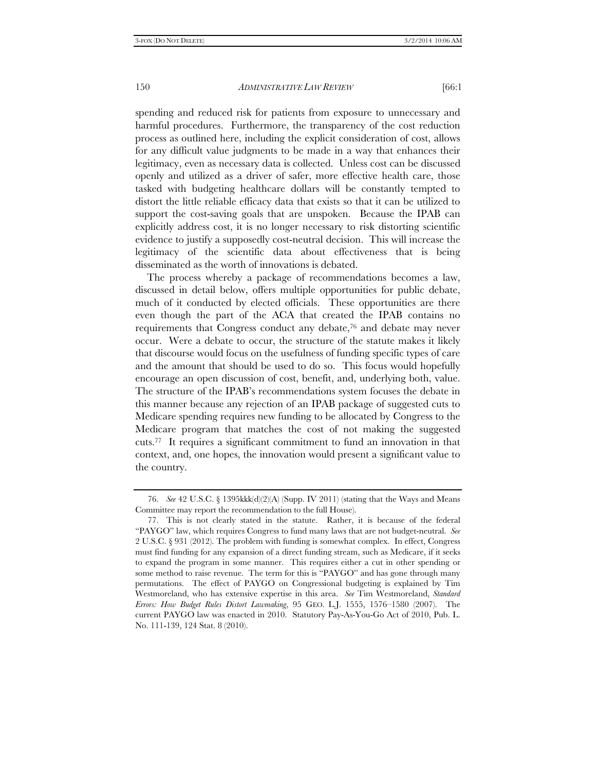spending and reduced risk for patients from exposure to unnecessary and harmful procedures. Furthermore, the transparency of the cost reduction process as outlined here, including the explicit consideration of cost, allows for any difficult value judgments to be made in a way that enhances their legitimacy, even as necessary data is collected. Unless cost can be discussed openly and utilized as a driver of safer, more effective health care, those tasked with budgeting healthcare dollars will be constantly tempted to distort the little reliable efficacy data that exists so that it can be utilized to support the cost-saving goals that are unspoken. Because the IPAB can explicitly address cost, it is no longer necessary to risk distorting scientific evidence to justify a supposedly cost-neutral decision. This will increase the legitimacy of the scientific data about effectiveness that is being disseminated as the worth of innovations is debated.

The process whereby a package of recommendations becomes a law, discussed in detail below, offers multiple opportunities for public debate, much of it conducted by elected officials. These opportunities are there even though the part of the ACA that created the IPAB contains no requirements that Congress conduct any debate,[76] and debate may never occur. Were a debate to occur, the structure of the statute makes it likely that discourse would focus on the usefulness of funding specific types of care and the amount that should be used to do so. This focus would hopefully encourage an open discussion of cost, benefit, and, underlying both, value. The structure of the IPAB's recommendations system focuses the debate in this manner because any rejection of an IPAB package of suggested cuts to Medicare spending requires new funding to be allocated by Congress to the Medicare program that matches the cost of not making the suggested cuts.[77] It requires a significant commitment to fund an innovation in that context, and, one hopes, the innovation would present a significant value to the country.

---

76. *See* 42 U.S.C. § 1395kkk(d)(2)(A) (Supp. IV 2011) (stating that the Ways and Means Committee may report the recommendation to the full House).

77. This is not clearly stated in the statute. Rather, it is because of the federal "PAYGO" law, which requires Congress to fund many laws that are not budget-neutral. *See* 2 U.S.C. § 931 (2012). The problem with funding is somewhat complex. In effect, Congress must find funding for any expansion of a direct funding stream, such as Medicare, if it seeks to expand the program in some manner. This requires either a cut in other spending or some method to raise revenue. The term for this is "PAYGO" and has gone through many permutations. The effect of PAYGO on Congressional budgeting is explained by Tim Westmoreland, who has extensive expertise in this area. *See* Tim Westmoreland, *Standard Errors: How Budget Rules Distort Lawmaking*, 95 GEO. L.J. 1555, 1576–1580 (2007). The current PAYGO law was enacted in 2010. Statutory Pay-As-You-Go Act of 2010, Pub. L. No. 111-139, 124 Stat. 8 (2010).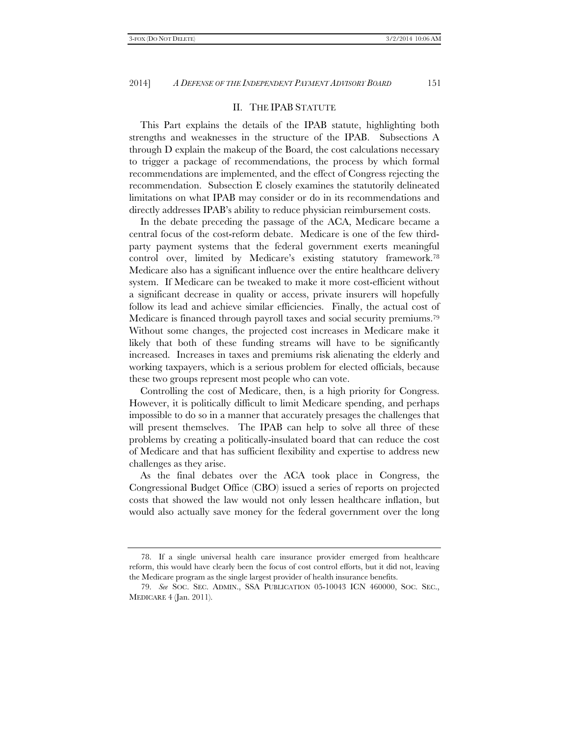## II. THE IPAB STATUTE

This Part explains the details of the IPAB statute, highlighting both strengths and weaknesses in the structure of the IPAB. Subsections A through D explain the makeup of the Board, the cost calculations necessary to trigger a package of recommendations, the process by which formal recommendations are implemented, and the effect of Congress rejecting the recommendation. Subsection E closely examines the statutorily delineated limitations on what IPAB may consider or do in its recommendations and directly addresses IPAB's ability to reduce physician reimbursement costs.

In the debate preceding the passage of the ACA, Medicare became a central focus of the cost-reform debate. Medicare is one of the few third-party payment systems that the federal government exerts meaningful control over, limited by Medicare's existing statutory framework.[78] Medicare also has a significant influence over the entire healthcare delivery system. If Medicare can be tweaked to make it more cost-efficient without a significant decrease in quality or access, private insurers will hopefully follow its lead and achieve similar efficiencies. Finally, the actual cost of Medicare is financed through payroll taxes and social security premiums.[79] Without some changes, the projected cost increases in Medicare make it likely that both of these funding streams will have to be significantly increased. Increases in taxes and premiums risk alienating the elderly and working taxpayers, which is a serious problem for elected officials, because these two groups represent most people who can vote.

Controlling the cost of Medicare, then, is a high priority for Congress. However, it is politically difficult to limit Medicare spending, and perhaps impossible to do so in a manner that accurately presages the challenges that will present themselves. The IPAB can help to solve all three of these problems by creating a politically-insulated board that can reduce the cost of Medicare and that has sufficient flexibility and expertise to address new challenges as they arise.

As the final debates over the ACA took place in Congress, the Congressional Budget Office (CBO) issued a series of reports on projected costs that showed the law would not only lessen healthcare inflation, but would also actually save money for the federal government over the long

---

78. If a single universal health care insurance provider emerged from healthcare reform, this would have clearly been the focus of cost control efforts, but it did not, leaving the Medicare program as the single largest provider of health insurance benefits.

79. *See* SOC. SEC. ADMIN., SSA PUBLICATION 05-10043 ICN 460000, SOC. SEC., MEDICARE 4 (Jan. 2011).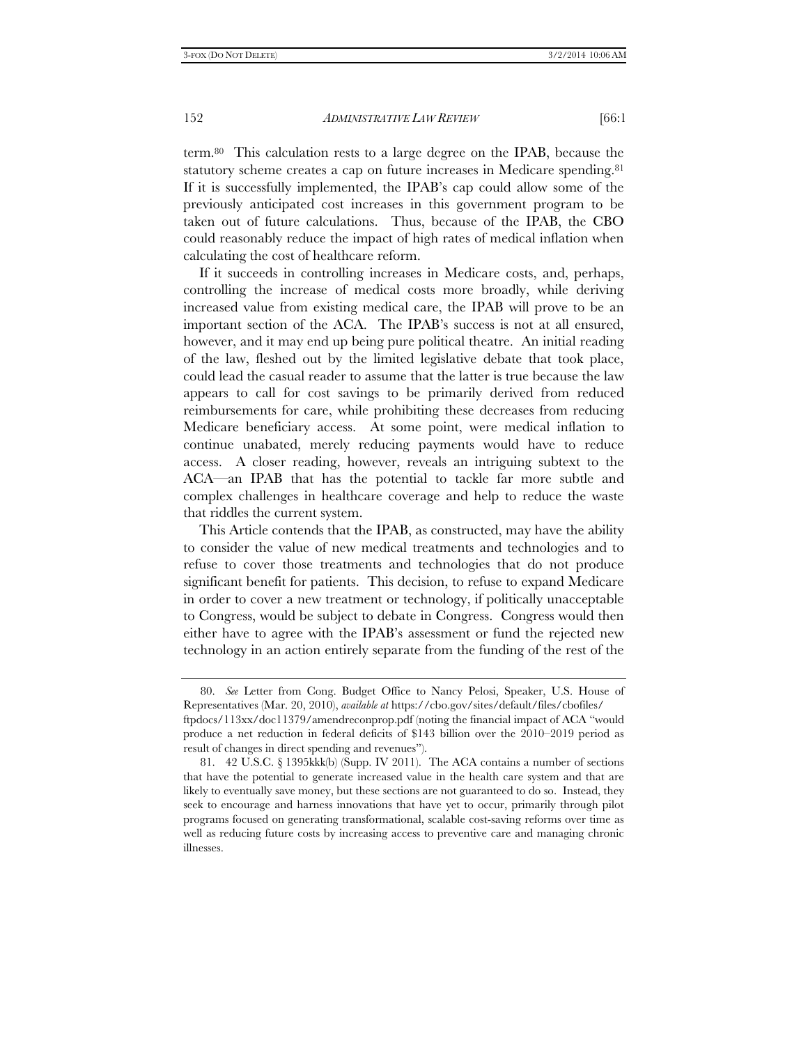term.[80] This calculation rests to a large degree on the IPAB, because the statutory scheme creates a cap on future increases in Medicare spending.[81] If it is successfully implemented, the IPAB's cap could allow some of the previously anticipated cost increases in this government program to be taken out of future calculations. Thus, because of the IPAB, the CBO could reasonably reduce the impact of high rates of medical inflation when calculating the cost of healthcare reform.

If it succeeds in controlling increases in Medicare costs, and, perhaps, controlling the increase of medical costs more broadly, while deriving increased value from existing medical care, the IPAB will prove to be an important section of the ACA. The IPAB's success is not at all ensured, however, and it may end up being pure political theatre. An initial reading of the law, fleshed out by the limited legislative debate that took place, could lead the casual reader to assume that the latter is true because the law appears to call for cost savings to be primarily derived from reduced reimbursements for care, while prohibiting these decreases from reducing Medicare beneficiary access. At some point, were medical inflation to continue unabated, merely reducing payments would have to reduce access. A closer reading, however, reveals an intriguing subtext to the ACA—an IPAB that has the potential to tackle far more subtle and complex challenges in healthcare coverage and help to reduce the waste that riddles the current system.

This Article contends that the IPAB, as constructed, may have the ability to consider the value of new medical treatments and technologies and to refuse to cover those treatments and technologies that do not produce significant benefit for patients. This decision, to refuse to expand Medicare in order to cover a new treatment or technology, if politically unacceptable to Congress, would be subject to debate in Congress. Congress would then either have to agree with the IPAB's assessment or fund the rejected new technology in an action entirely separate from the funding of the rest of the

---

80. *See* Letter from Cong. Budget Office to Nancy Pelosi, Speaker, U.S. House of Representatives (Mar. 20, 2010), *available at* https://cbo.gov/sites/default/files/cbofiles/ftpdocs/113xx/doc11379/amendreconprop.pdf (noting the financial impact of ACA "would produce a net reduction in federal deficits of $143 billion over the 2010–2019 period as result of changes in direct spending and revenues").

81. 42 U.S.C. § 1395kkk(b) (Supp. IV 2011). The ACA contains a number of sections that have the potential to generate increased value in the health care system and that are likely to eventually save money, but these sections are not guaranteed to do so. Instead, they seek to encourage and harness innovations that have yet to occur, primarily through pilot programs focused on generating transformational, scalable cost-saving reforms over time as well as reducing future costs by increasing access to preventive care and managing chronic illnesses.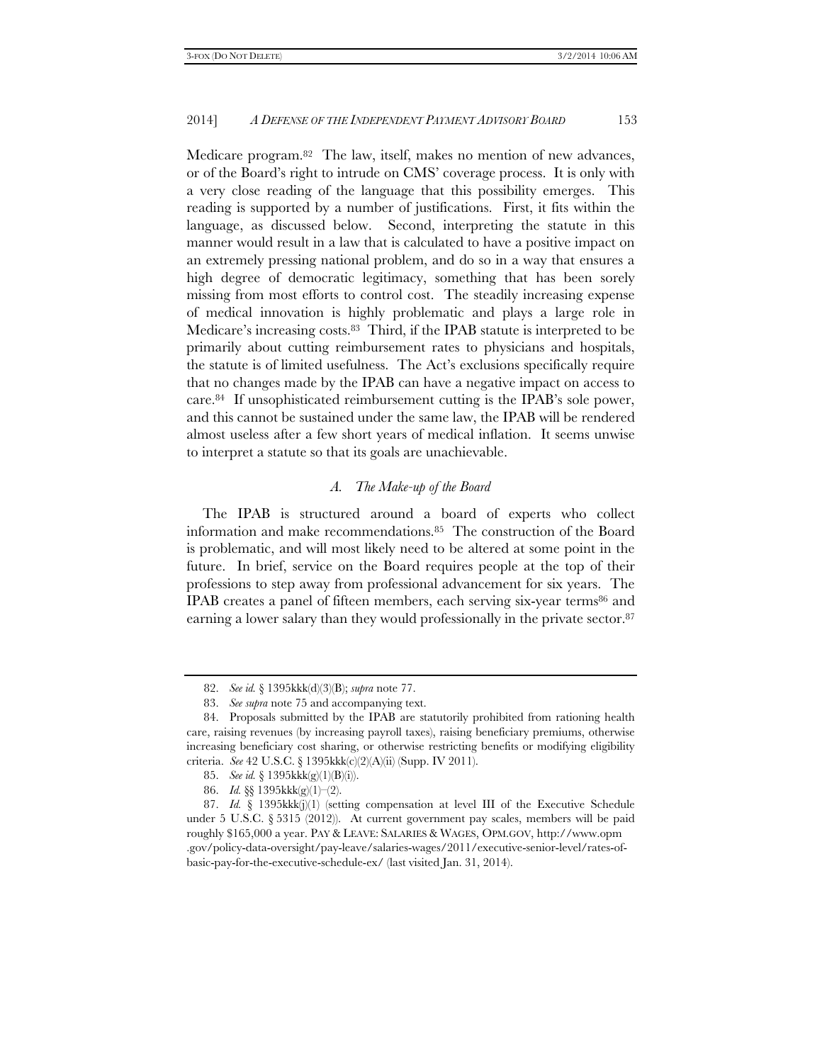Medicare program.[82] The law, itself, makes no mention of new advances, or of the Board's right to intrude on CMS' coverage process. It is only with a very close reading of the language that this possibility emerges. This reading is supported by a number of justifications. First, it fits within the language, as discussed below. Second, interpreting the statute in this manner would result in a law that is calculated to have a positive impact on an extremely pressing national problem, and do so in a way that ensures a high degree of democratic legitimacy, something that has been sorely missing from most efforts to control cost. The steadily increasing expense of medical innovation is highly problematic and plays a large role in Medicare's increasing costs.[83] Third, if the IPAB statute is interpreted to be primarily about cutting reimbursement rates to physicians and hospitals, the statute is of limited usefulness. The Act's exclusions specifically require that no changes made by the IPAB can have a negative impact on access to care.[84] If unsophisticated reimbursement cutting is the IPAB's sole power, and this cannot be sustained under the same law, the IPAB will be rendered almost useless after a few short years of medical inflation. It seems unwise to interpret a statute so that its goals are unachievable.

### *A. The Make-up of the Board*

The IPAB is structured around a board of experts who collect information and make recommendations.[85] The construction of the Board is problematic, and will most likely need to be altered at some point in the future. In brief, service on the Board requires people at the top of their professions to step away from professional advancement for six years. The IPAB creates a panel of fifteen members, each serving six-year terms[86] and earning a lower salary than they would professionally in the private sector.[87]

---

82. *See id.* § 1395kkk(d)(3)(B); *supra* note 77.

83. *See supra* note 75 and accompanying text.

84. Proposals submitted by the IPAB are statutorily prohibited from rationing health care, raising revenues (by increasing payroll taxes), raising beneficiary premiums, otherwise increasing beneficiary cost sharing, or otherwise restricting benefits or modifying eligibility criteria. *See* 42 U.S.C. § 1395kkk(c)(2)(A)(ii) (Supp. IV 2011).

85. *See id.* § 1395kkk(g)(1)(B)(i)).

86. *Id.* §§ 1395kkk(g)(1)–(2).

87. *Id.* § 1395kkk(j)(1) (setting compensation at level III of the Executive Schedule under 5 U.S.C. § 5315 (2012)). At current government pay scales, members will be paid roughly $165,000 a year. PAY & LEAVE: SALARIES & WAGES, OPM.GOV, http://www.opm.gov/policy-data-oversight/pay-leave/salaries-wages/2011/executive-senior-level/rates-of-basic-pay-for-the-executive-schedule-ex/ (last visited Jan. 31, 2014).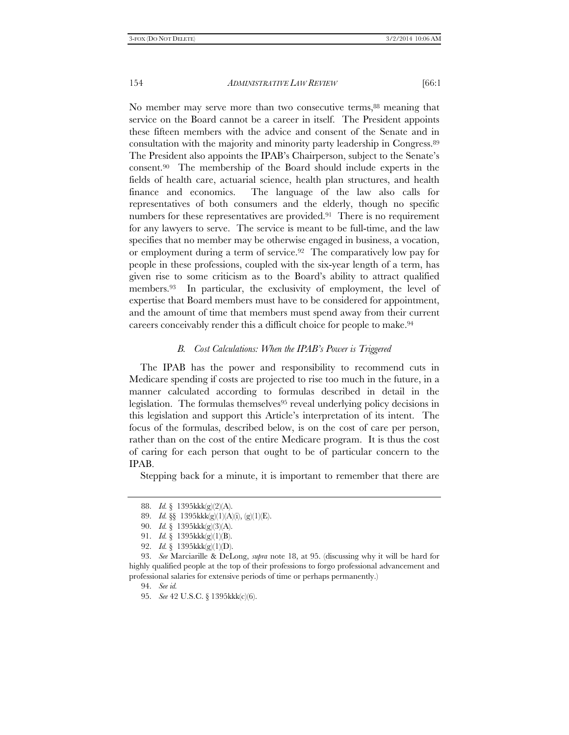No member may serve more than two consecutive terms,[88] meaning that service on the Board cannot be a career in itself. The President appoints these fifteen members with the advice and consent of the Senate and in consultation with the majority and minority party leadership in Congress.[89] The President also appoints the IPAB's Chairperson, subject to the Senate's consent.[90] The membership of the Board should include experts in the fields of health care, actuarial science, health plan structures, and health finance and economics. The language of the law also calls for representatives of both consumers and the elderly, though no specific numbers for these representatives are provided.[91] There is no requirement for any lawyers to serve. The service is meant to be full-time, and the law specifies that no member may be otherwise engaged in business, a vocation, or employment during a term of service.[92] The comparatively low pay for people in these professions, coupled with the six-year length of a term, has given rise to some criticism as to the Board's ability to attract qualified members.[93] In particular, the exclusivity of employment, the level of expertise that Board members must have to be considered for appointment, and the amount of time that members must spend away from their current careers conceivably render this a difficult choice for people to make.[94]

### *B. Cost Calculations: When the IPAB's Power is Triggered*

The IPAB has the power and responsibility to recommend cuts in Medicare spending if costs are projected to rise too much in the future, in a manner calculated according to formulas described in detail in the legislation. The formulas themselves[95] reveal underlying policy decisions in this legislation and support this Article's interpretation of its intent. The focus of the formulas, described below, is on the cost of care per person, rather than on the cost of the entire Medicare program. It is thus the cost of caring for each person that ought to be of particular concern to the IPAB.

Stepping back for a minute, it is important to remember that there are

---

88. *Id.* § 1395kkk(g)(2)(A).

89. *Id.* §§ 1395kkk(g)(1)(A)(i), (g)(1)(E).

90. *Id.* § 1395kkk(g)(3)(A).

91. *Id.* § 1395kkk(g)(1)(B).

92. *Id.* § 1395kkk(g)(1)(D).

93. *See* Marciarille & DeLong, *supra* note 18, at 95. (discussing why it will be hard for highly qualified people at the top of their professions to forgo professional advancement and professional salaries for extensive periods of time or perhaps permanently.)

94. *See id.*

95. *See* 42 U.S.C. § 1395kkk(c)(6).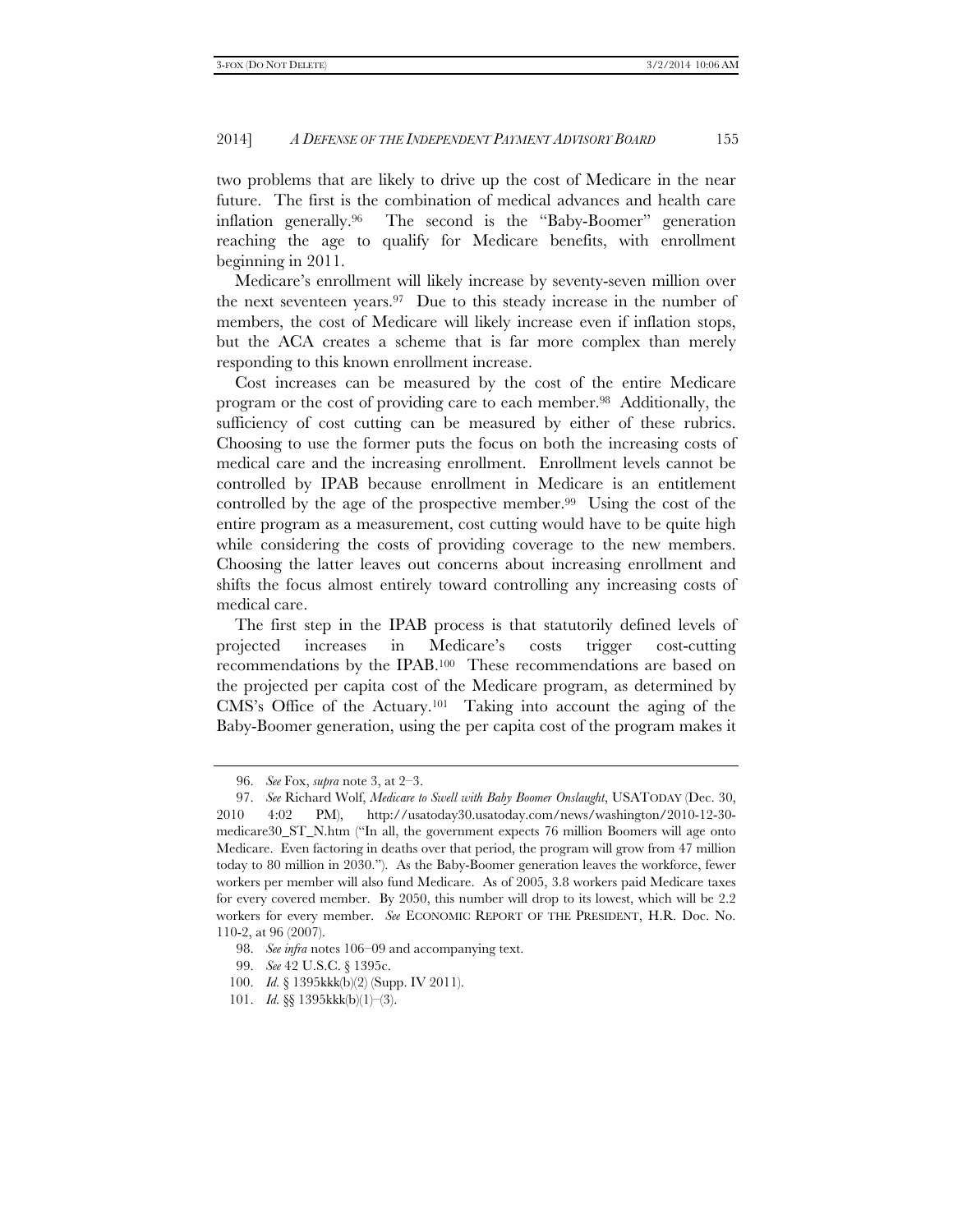two problems that are likely to drive up the cost of Medicare in the near future. The first is the combination of medical advances and health care inflation generally.[96] The second is the "Baby-Boomer" generation reaching the age to qualify for Medicare benefits, with enrollment beginning in 2011.

Medicare's enrollment will likely increase by seventy-seven million over the next seventeen years.[97] Due to this steady increase in the number of members, the cost of Medicare will likely increase even if inflation stops, but the ACA creates a scheme that is far more complex than merely responding to this known enrollment increase.

Cost increases can be measured by the cost of the entire Medicare program or the cost of providing care to each member.[98] Additionally, the sufficiency of cost cutting can be measured by either of these rubrics. Choosing to use the former puts the focus on both the increasing costs of medical care and the increasing enrollment. Enrollment levels cannot be controlled by IPAB because enrollment in Medicare is an entitlement controlled by the age of the prospective member.[99] Using the cost of the entire program as a measurement, cost cutting would have to be quite high while considering the costs of providing coverage to the new members. Choosing the latter leaves out concerns about increasing enrollment and shifts the focus almost entirely toward controlling any increasing costs of medical care.

The first step in the IPAB process is that statutorily defined levels of projected increases in Medicare's costs trigger cost-cutting recommendations by the IPAB.[100] These recommendations are based on the projected per capita cost of the Medicare program, as determined by CMS's Office of the Actuary.[101] Taking into account the aging of the Baby-Boomer generation, using the per capita cost of the program makes it

---

96. *See* Fox, *supra* note 3, at 2–3.

97. *See* Richard Wolf, *Medicare to Swell with Baby Boomer Onslaught*, USATODAY (Dec. 30, 2010 4:02 PM), http://usatoday30.usatoday.com/news/washington/2010-12-30-medicare30_ST_N.htm ("In all, the government expects 76 million Boomers will age onto Medicare. Even factoring in deaths over that period, the program will grow from 47 million today to 80 million in 2030."). As the Baby-Boomer generation leaves the workforce, fewer workers per member will also fund Medicare. As of 2005, 3.8 workers paid Medicare taxes for every covered member. By 2050, this number will drop to its lowest, which will be 2.2 workers for every member. *See* ECONOMIC REPORT OF THE PRESIDENT, H.R. Doc. No. 110-2, at 96 (2007).

98. *See infra* notes 106–09 and accompanying text.

99. *See* 42 U.S.C. § 1395c.

100. *Id.* § 1395kkk(b)(2) (Supp. IV 2011).

101. *Id.* §§ 1395kkk(b)(1)–(3).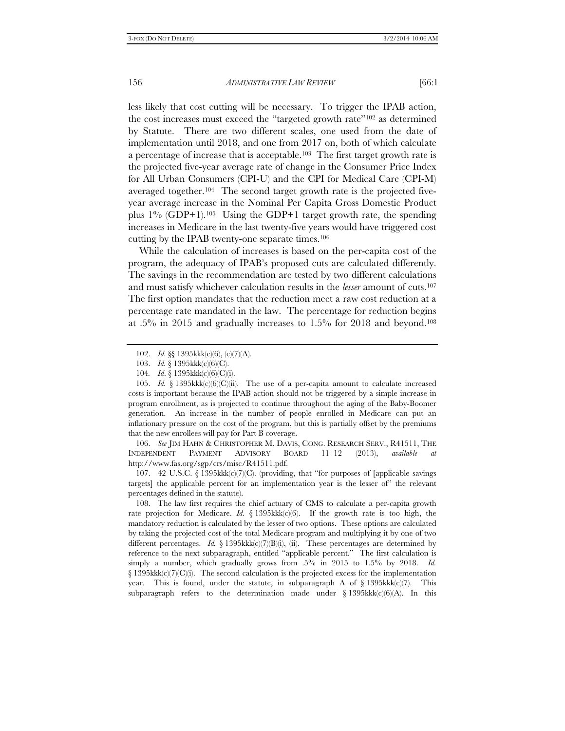less likely that cost cutting will be necessary. To trigger the IPAB action, the cost increases must exceed the "targeted growth rate"[102] as determined by Statute. There are two different scales, one used from the date of implementation until 2018, and one from 2017 on, both of which calculate a percentage of increase that is acceptable.[103] The first target growth rate is the projected five-year average rate of change in the Consumer Price Index for All Urban Consumers (CPI-U) and the CPI for Medical Care (CPI-M) averaged together.[104] The second target growth rate is the projected five-year average increase in the Nominal Per Capita Gross Domestic Product plus 1% (GDP+1).[105] Using the GDP+1 target growth rate, the spending increases in Medicare in the last twenty-five years would have triggered cost cutting by the IPAB twenty-one separate times.[106]

While the calculation of increases is based on the per-capita cost of the program, the adequacy of IPAB's proposed cuts are calculated differently. The savings in the recommendation are tested by two different calculations and must satisfy whichever calculation results in the *lesser* amount of cuts.[107] The first option mandates that the reduction meet a raw cost reduction at a percentage rate mandated in the law. The percentage for reduction begins at .5% in 2015 and gradually increases to 1.5% for 2018 and beyond.[108]

---

102. *Id.* §§ 1395kkk(c)(6), (c)(7)(A).

103. *Id.* § 1395kkk(c)(6)(C).

104. *Id*. § 1395kkk(c)(6)(C)(i).

105. *Id.* § 1395kkk(c)(6)(C)(ii). The use of a per-capita amount to calculate increased costs is important because the IPAB action should not be triggered by a simple increase in program enrollment, as is projected to continue throughout the aging of the Baby-Boomer generation. An increase in the number of people enrolled in Medicare can put an inflationary pressure on the cost of the program, but this is partially offset by the premiums that the new enrollees will pay for Part B coverage.

106. *See* JIM HAHN & CHRISTOPHER M. DAVIS, CONG. RESEARCH SERV., R41511, THE INDEPENDENT PAYMENT ADVISORY BOARD 11–12 (2013), *available at* http://www.fas.org/sgp/crs/misc/R41511.pdf.

107. 42 U.S.C. § 1395kkk(c)(7)(C). (providing, that "for purposes of [applicable savings targets] the applicable percent for an implementation year is the lesser of" the relevant percentages defined in the statute).

108. The law first requires the chief actuary of CMS to calculate a per-capita growth rate projection for Medicare. *Id.* § 1395kkk(c)(6). If the growth rate is too high, the mandatory reduction is calculated by the lesser of two options. These options are calculated by taking the projected cost of the total Medicare program and multiplying it by one of two different percentages. *Id.* § 1395kkk(c)(7)(B)(i), (ii). These percentages are determined by reference to the next subparagraph, entitled "applicable percent." The first calculation is simply a number, which gradually grows from .5% in 2015 to 1.5% by 2018. *Id.* § 1395kkk(c)(7)(C)(i). The second calculation is the projected excess for the implementation year. This is found, under the statute, in subparagraph A of § 1395kkk(c)(7). This subparagraph refers to the determination made under § 1395kkk(c)(6)(A). In this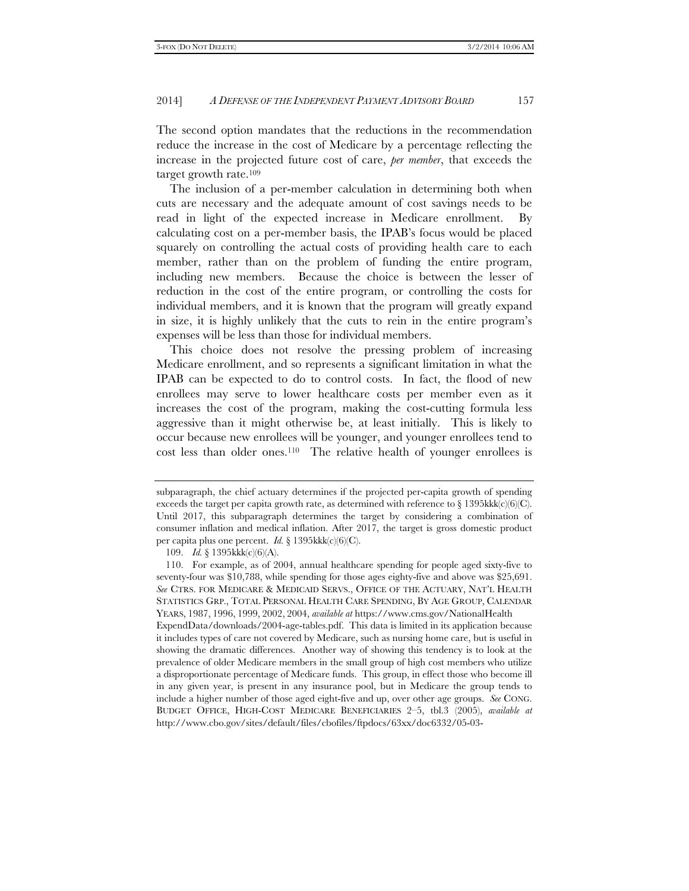The second option mandates that the reductions in the recommendation reduce the increase in the cost of Medicare by a percentage reflecting the increase in the projected future cost of care, *per member*, that exceeds the target growth rate.[109]

The inclusion of a per-member calculation in determining both when cuts are necessary and the adequate amount of cost savings needs to be read in light of the expected increase in Medicare enrollment. By calculating cost on a per-member basis, the IPAB's focus would be placed squarely on controlling the actual costs of providing health care to each member, rather than on the problem of funding the entire program, including new members. Because the choice is between the lesser of reduction in the cost of the entire program, or controlling the costs for individual members, and it is known that the program will greatly expand in size, it is highly unlikely that the cuts to rein in the entire program's expenses will be less than those for individual members.

This choice does not resolve the pressing problem of increasing Medicare enrollment, and so represents a significant limitation in what the IPAB can be expected to do to control costs. In fact, the flood of new enrollees may serve to lower healthcare costs per member even as it increases the cost of the program, making the cost-cutting formula less aggressive than it might otherwise be, at least initially. This is likely to occur because new enrollees will be younger, and younger enrollees tend to cost less than older ones.[110] The relative health of younger enrollees is

---

subparagraph, the chief actuary determines if the projected per-capita growth of spending exceeds the target per capita growth rate, as determined with reference to § 1395kkk(c)(6)(C). Until 2017, this subparagraph determines the target by considering a combination of consumer inflation and medical inflation. After 2017, the target is gross domestic product per capita plus one percent. *Id.* § 1395kkk(c)(6)(C).

109. *Id.* § 1395kkk(c)(6)(A).

110. For example, as of 2004, annual healthcare spending for people aged sixty-five to seventy-four was $10,788, while spending for those ages eighty-five and above was $25,691. *See* CTRS. FOR MEDICARE & MEDICAID SERVS., OFFICE OF THE ACTUARY, NAT'L HEALTH STATISTICS GRP., TOTAL PERSONAL HEALTH CARE SPENDING, BY AGE GROUP, CALENDAR YEARS, 1987, 1996, 1999, 2002, 2004, *available at* https://www.cms.gov/NationalHealthExpendData/downloads/2004-age-tables.pdf. This data is limited in its application because it includes types of care not covered by Medicare, such as nursing home care, but is useful in showing the dramatic differences. Another way of showing this tendency is to look at the prevalence of older Medicare members in the small group of high cost members who utilize a disproportionate percentage of Medicare funds. This group, in effect those who become ill in any given year, is present in any insurance pool, but in Medicare the group tends to include a higher number of those aged eight-five and up, over other age groups. *See* CONG. BUDGET OFFICE, HIGH-COST MEDICARE BENEFICIARIES 2–5, tbl.3 (2005), *available at* http://www.cbo.gov/sites/default/files/cbofiles/ftpdocs/63xx/doc6332/05-03-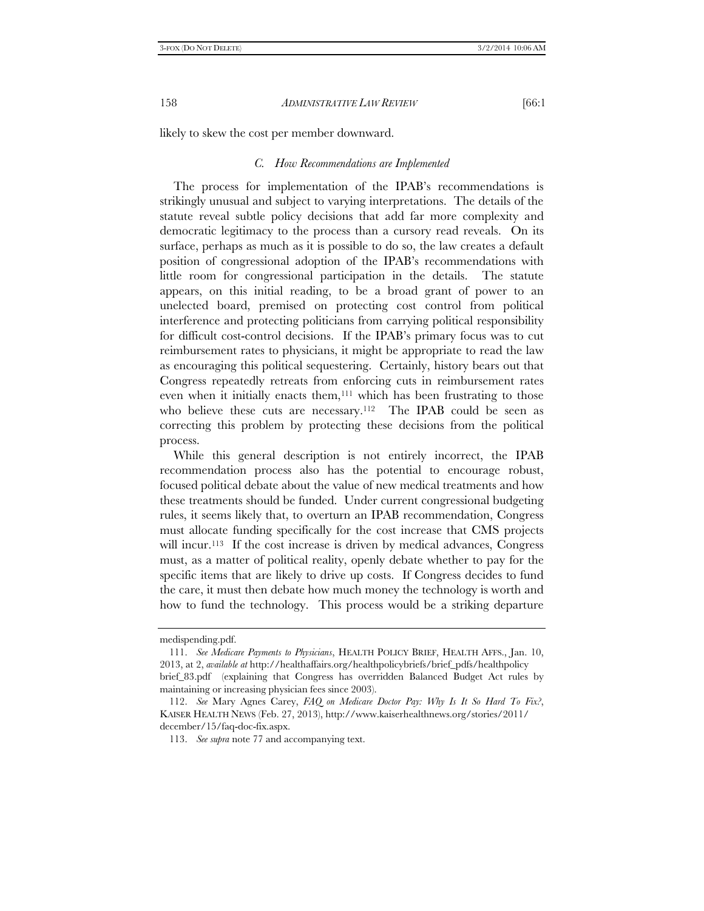likely to skew the cost per member downward.

### *C. How Recommendations are Implemented*

The process for implementation of the IPAB's recommendations is strikingly unusual and subject to varying interpretations. The details of the statute reveal subtle policy decisions that add far more complexity and democratic legitimacy to the process than a cursory read reveals. On its surface, perhaps as much as it is possible to do so, the law creates a default position of congressional adoption of the IPAB's recommendations with little room for congressional participation in the details. The statute appears, on this initial reading, to be a broad grant of power to an unelected board, premised on protecting cost control from political interference and protecting politicians from carrying political responsibility for difficult cost-control decisions. If the IPAB's primary focus was to cut reimbursement rates to physicians, it might be appropriate to read the law as encouraging this political sequestering. Certainly, history bears out that Congress repeatedly retreats from enforcing cuts in reimbursement rates even when it initially enacts them,[111] which has been frustrating to those who believe these cuts are necessary.[112] The IPAB could be seen as correcting this problem by protecting these decisions from the political process.

While this general description is not entirely incorrect, the IPAB recommendation process also has the potential to encourage robust, focused political debate about the value of new medical treatments and how these treatments should be funded. Under current congressional budgeting rules, it seems likely that, to overturn an IPAB recommendation, Congress must allocate funding specifically for the cost increase that CMS projects will incur.[113] If the cost increase is driven by medical advances, Congress must, as a matter of political reality, openly debate whether to pay for the specific items that are likely to drive up costs. If Congress decides to fund the care, it must then debate how much money the technology is worth and how to fund the technology. This process would be a striking departure

---

medispending.pdf.

111. *See Medicare Payments to Physicians*, HEALTH POLICY BRIEF, HEALTH AFFS., Jan. 10, 2013, at 2, *available at* http://healthaffairs.org/healthpolicybriefs/brief_pdfs/healthpolicy brief_83.pdf (explaining that Congress has overridden Balanced Budget Act rules by maintaining or increasing physician fees since 2003).

112. *See* Mary Agnes Carey, *FAQ on Medicare Doctor Pay: Why Is It So Hard To Fix?*, KAISER HEALTH NEWS (Feb. 27, 2013), http://www.kaiserhealthnews.org/stories/2011/december/15/faq-doc-fix.aspx.

113. *See supra* note 77 and accompanying text.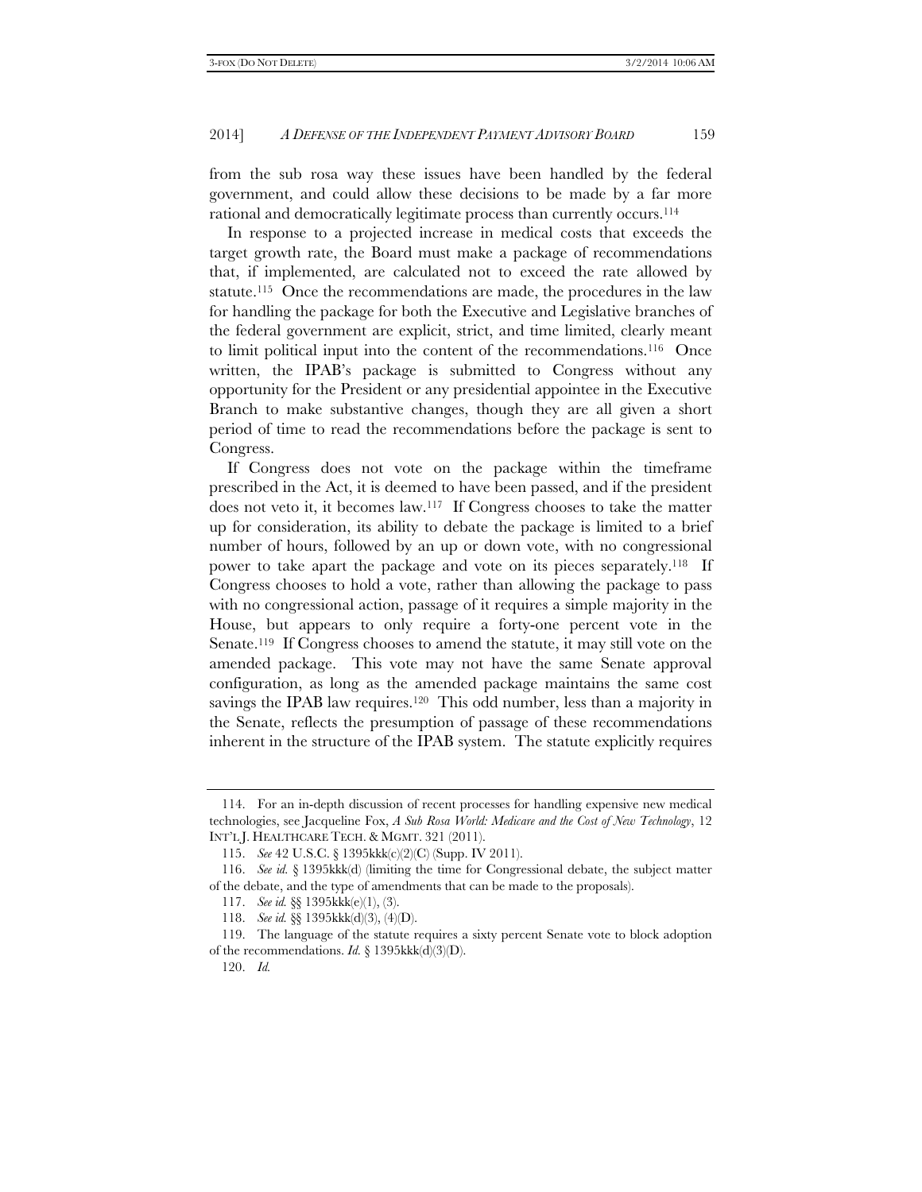from the sub rosa way these issues have been handled by the federal government, and could allow these decisions to be made by a far more rational and democratically legitimate process than currently occurs.[114]

In response to a projected increase in medical costs that exceeds the target growth rate, the Board must make a package of recommendations that, if implemented, are calculated not to exceed the rate allowed by statute.[115] Once the recommendations are made, the procedures in the law for handling the package for both the Executive and Legislative branches of the federal government are explicit, strict, and time limited, clearly meant to limit political input into the content of the recommendations.[116] Once written, the IPAB's package is submitted to Congress without any opportunity for the President or any presidential appointee in the Executive Branch to make substantive changes, though they are all given a short period of time to read the recommendations before the package is sent to Congress.

If Congress does not vote on the package within the timeframe prescribed in the Act, it is deemed to have been passed, and if the president does not veto it, it becomes law.[117] If Congress chooses to take the matter up for consideration, its ability to debate the package is limited to a brief number of hours, followed by an up or down vote, with no congressional power to take apart the package and vote on its pieces separately.[118] If Congress chooses to hold a vote, rather than allowing the package to pass with no congressional action, passage of it requires a simple majority in the House, but appears to only require a forty-one percent vote in the Senate.[119] If Congress chooses to amend the statute, it may still vote on the amended package. This vote may not have the same Senate approval configuration, as long as the amended package maintains the same cost savings the IPAB law requires.[120] This odd number, less than a majority in the Senate, reflects the presumption of passage of these recommendations inherent in the structure of the IPAB system. The statute explicitly requires

---

114. For an in-depth discussion of recent processes for handling expensive new medical technologies, see Jacqueline Fox, *A Sub Rosa World: Medicare and the Cost of New Technology*, 12 INT'L J. HEALTHCARE TECH. & MGMT. 321 (2011).

115. *See* 42 U.S.C. § 1395kkk(c)(2)(C) (Supp. IV 2011).

116. *See id.* § 1395kkk(d) (limiting the time for Congressional debate, the subject matter of the debate, and the type of amendments that can be made to the proposals).

117. *See id.* §§ 1395kkk(e)(1), (3).

118. *See id.* §§ 1395kkk(d)(3), (4)(D).

119. The language of the statute requires a sixty percent Senate vote to block adoption of the recommendations. *Id.* § 1395kkk(d)(3)(D).

120. *Id.*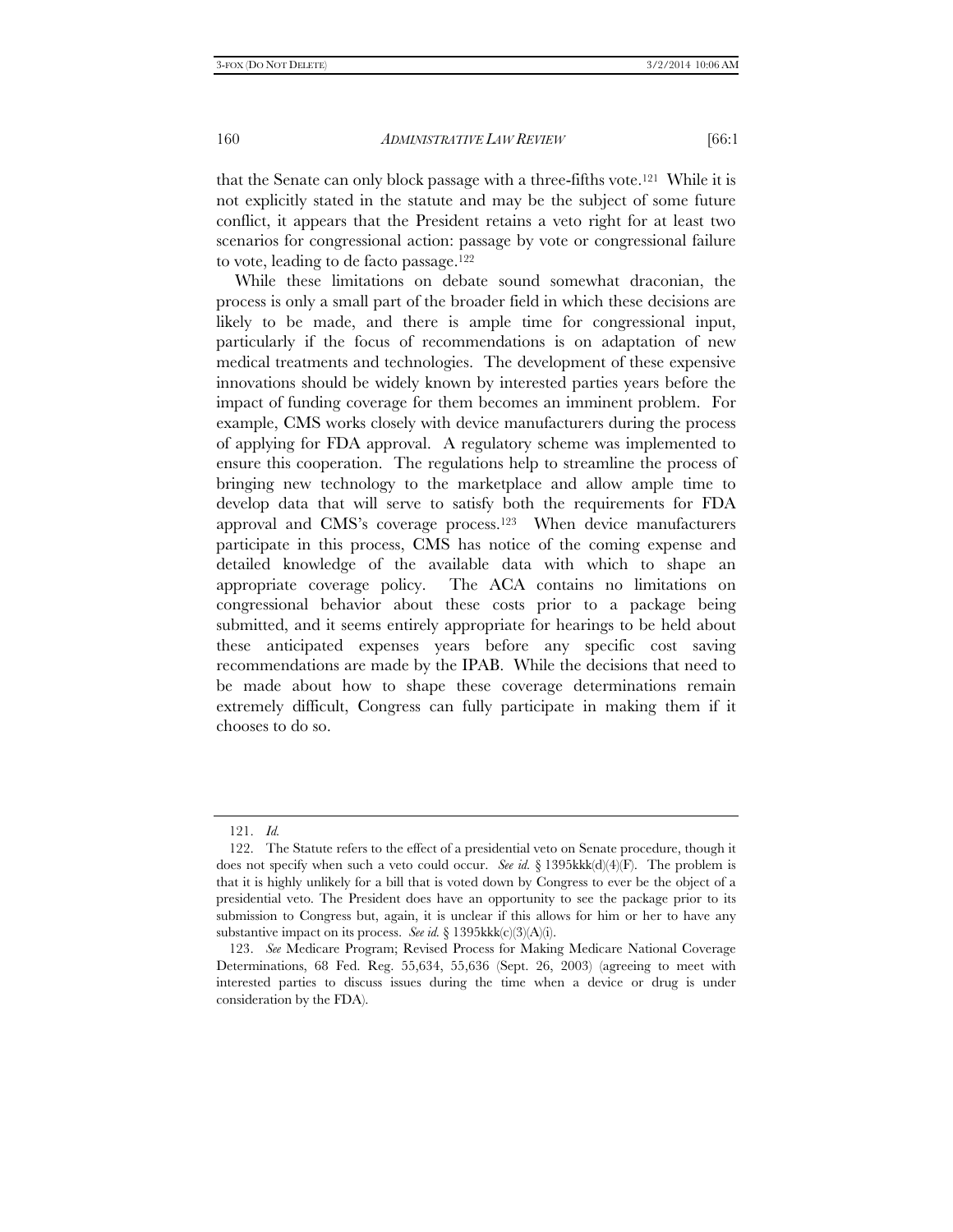that the Senate can only block passage with a three-fifths vote.[121] While it is not explicitly stated in the statute and may be the subject of some future conflict, it appears that the President retains a veto right for at least two scenarios for congressional action: passage by vote or congressional failure to vote, leading to de facto passage.[122]

While these limitations on debate sound somewhat draconian, the process is only a small part of the broader field in which these decisions are likely to be made, and there is ample time for congressional input, particularly if the focus of recommendations is on adaptation of new medical treatments and technologies. The development of these expensive innovations should be widely known by interested parties years before the impact of funding coverage for them becomes an imminent problem. For example, CMS works closely with device manufacturers during the process of applying for FDA approval. A regulatory scheme was implemented to ensure this cooperation. The regulations help to streamline the process of bringing new technology to the marketplace and allow ample time to develop data that will serve to satisfy both the requirements for FDA approval and CMS's coverage process.[123] When device manufacturers participate in this process, CMS has notice of the coming expense and detailed knowledge of the available data with which to shape an appropriate coverage policy. The ACA contains no limitations on congressional behavior about these costs prior to a package being submitted, and it seems entirely appropriate for hearings to be held about these anticipated expenses years before any specific cost saving recommendations are made by the IPAB. While the decisions that need to be made about how to shape these coverage determinations remain extremely difficult, Congress can fully participate in making them if it chooses to do so.

---

121. *Id.*

122. The Statute refers to the effect of a presidential veto on Senate procedure, though it does not specify when such a veto could occur. *See id.* § 1395kkk(d)(4)(F). The problem is that it is highly unlikely for a bill that is voted down by Congress to ever be the object of a presidential veto. The President does have an opportunity to see the package prior to its submission to Congress but, again, it is unclear if this allows for him or her to have any substantive impact on its process. *See id.* § 1395kkk(c)(3)(A)(i).

123. *See* Medicare Program; Revised Process for Making Medicare National Coverage Determinations, 68 Fed. Reg. 55,634, 55,636 (Sept. 26, 2003) (agreeing to meet with interested parties to discuss issues during the time when a device or drug is under consideration by the FDA).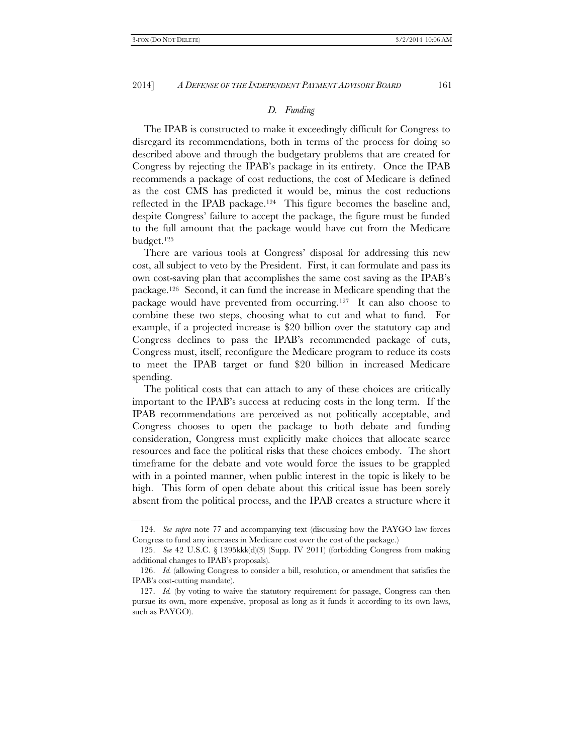### *D. Funding*

The IPAB is constructed to make it exceedingly difficult for Congress to disregard its recommendations, both in terms of the process for doing so described above and through the budgetary problems that are created for Congress by rejecting the IPAB's package in its entirety. Once the IPAB recommends a package of cost reductions, the cost of Medicare is defined as the cost CMS has predicted it would be, minus the cost reductions reflected in the IPAB package.[124] This figure becomes the baseline and, despite Congress' failure to accept the package, the figure must be funded to the full amount that the package would have cut from the Medicare budget.[125]

There are various tools at Congress' disposal for addressing this new cost, all subject to veto by the President. First, it can formulate and pass its own cost-saving plan that accomplishes the same cost saving as the IPAB's package.[126] Second, it can fund the increase in Medicare spending that the package would have prevented from occurring.[127] It can also choose to combine these two steps, choosing what to cut and what to fund. For example, if a projected increase is $20 billion over the statutory cap and Congress declines to pass the IPAB's recommended package of cuts, Congress must, itself, reconfigure the Medicare program to reduce its costs to meet the IPAB target or fund $20 billion in increased Medicare spending.

The political costs that can attach to any of these choices are critically important to the IPAB's success at reducing costs in the long term. If the IPAB recommendations are perceived as not politically acceptable, and Congress chooses to open the package to both debate and funding consideration, Congress must explicitly make choices that allocate scarce resources and face the political risks that these choices embody. The short timeframe for the debate and vote would force the issues to be grappled with in a pointed manner, when public interest in the topic is likely to be high. This form of open debate about this critical issue has been sorely absent from the political process, and the IPAB creates a structure where it

---

124. *See supra* note 77 and accompanying text (discussing how the PAYGO law forces Congress to fund any increases in Medicare cost over the cost of the package.)

125. *See* 42 U.S.C. § 1395kkk(d)(3) (Supp. IV 2011) (forbidding Congress from making additional changes to IPAB's proposals).

126. *Id.* (allowing Congress to consider a bill, resolution, or amendment that satisfies the IPAB's cost-cutting mandate).

127. *Id.* (by voting to waive the statutory requirement for passage, Congress can then pursue its own, more expensive, proposal as long as it funds it according to its own laws, such as PAYGO).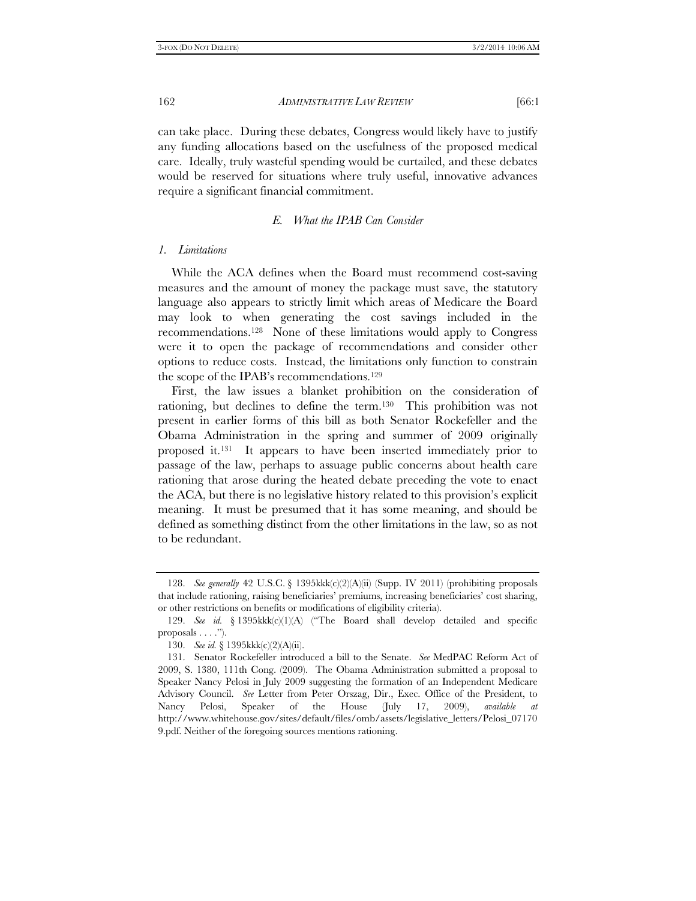can take place. During these debates, Congress would likely have to justify any funding allocations based on the usefulness of the proposed medical care. Ideally, truly wasteful spending would be curtailed, and these debates would be reserved for situations where truly useful, innovative advances require a significant financial commitment.

### *E. What the IPAB Can Consider*

#### *1. Limitations*

While the ACA defines when the Board must recommend cost-saving measures and the amount of money the package must save, the statutory language also appears to strictly limit which areas of Medicare the Board may look to when generating the cost savings included in the recommendations.[128] None of these limitations would apply to Congress were it to open the package of recommendations and consider other options to reduce costs. Instead, the limitations only function to constrain the scope of the IPAB's recommendations.[129]

First, the law issues a blanket prohibition on the consideration of rationing, but declines to define the term.[130] This prohibition was not present in earlier forms of this bill as both Senator Rockefeller and the Obama Administration in the spring and summer of 2009 originally proposed it.[131] It appears to have been inserted immediately prior to passage of the law, perhaps to assuage public concerns about health care rationing that arose during the heated debate preceding the vote to enact the ACA, but there is no legislative history related to this provision's explicit meaning. It must be presumed that it has some meaning, and should be defined as something distinct from the other limitations in the law, so as not to be redundant.

---

128. *See generally* 42 U.S.C. § 1395kkk(c)(2)(A)(ii) (Supp. IV 2011) (prohibiting proposals that include rationing, raising beneficiaries' premiums, increasing beneficiaries' cost sharing, or other restrictions on benefits or modifications of eligibility criteria).

129. *See id.* § 1395kkk(c)(1)(A) ("The Board shall develop detailed and specific proposals . . . .").

130. *See id.* § 1395kkk(c)(2)(A)(ii).

131. Senator Rockefeller introduced a bill to the Senate. *See* MedPAC Reform Act of 2009, S. 1380, 111th Cong. (2009). The Obama Administration submitted a proposal to Speaker Nancy Pelosi in July 2009 suggesting the formation of an Independent Medicare Advisory Council. *See* Letter from Peter Orszag, Dir., Exec. Office of the President, to Nancy Pelosi, Speaker of the House (July 17, 2009), *available at* http://www.whitehouse.gov/sites/default/files/omb/assets/legislative_letters/Pelosi_071709.pdf. Neither of the foregoing sources mentions rationing.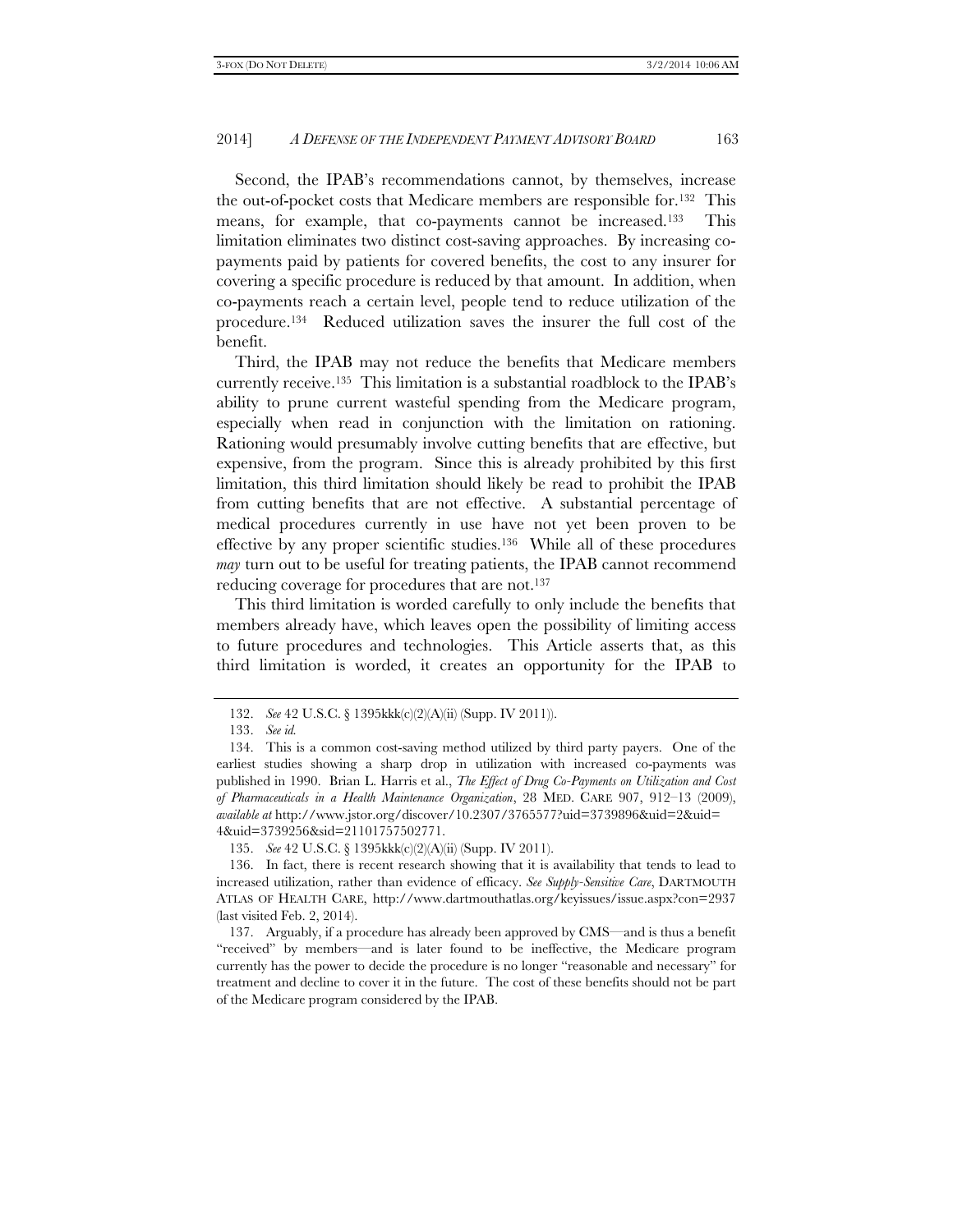Second, the IPAB's recommendations cannot, by themselves, increase the out-of-pocket costs that Medicare members are responsible for.[132] This means, for example, that co-payments cannot be increased.[133] This limitation eliminates two distinct cost-saving approaches. By increasing co-payments paid by patients for covered benefits, the cost to any insurer for covering a specific procedure is reduced by that amount. In addition, when co-payments reach a certain level, people tend to reduce utilization of the procedure.[134] Reduced utilization saves the insurer the full cost of the benefit.

Third, the IPAB may not reduce the benefits that Medicare members currently receive.[135] This limitation is a substantial roadblock to the IPAB's ability to prune current wasteful spending from the Medicare program, especially when read in conjunction with the limitation on rationing. Rationing would presumably involve cutting benefits that are effective, but expensive, from the program. Since this is already prohibited by this first limitation, this third limitation should likely be read to prohibit the IPAB from cutting benefits that are not effective. A substantial percentage of medical procedures currently in use have not yet been proven to be effective by any proper scientific studies.[136] While all of these procedures *may* turn out to be useful for treating patients, the IPAB cannot recommend reducing coverage for procedures that are not.[137]

This third limitation is worded carefully to only include the benefits that members already have, which leaves open the possibility of limiting access to future procedures and technologies. This Article asserts that, as this third limitation is worded, it creates an opportunity for the IPAB to

---

132. *See* 42 U.S.C. § 1395kkk(c)(2)(A)(ii) (Supp. IV 2011)).

133. *See id.*

134. This is a common cost-saving method utilized by third party payers. One of the earliest studies showing a sharp drop in utilization with increased co-payments was published in 1990. Brian L. Harris et al., *The Effect of Drug Co-Payments on Utilization and Cost of Pharmaceuticals in a Health Maintenance Organization*, 28 MED. CARE 907, 912–13 (2009), *available at* http://www.jstor.org/discover/10.2307/3765577?uid=3739896&uid=2&uid=4&uid=3739256&sid=21101757502771.

135. *See* 42 U.S.C. § 1395kkk(c)(2)(A)(ii) (Supp. IV 2011).

136. In fact, there is recent research showing that it is availability that tends to lead to increased utilization, rather than evidence of efficacy. *See Supply-Sensitive Care*, DARTMOUTH ATLAS OF HEALTH CARE, http://www.dartmouthatlas.org/keyissues/issue.aspx?con=2937 (last visited Feb. 2, 2014).

137. Arguably, if a procedure has already been approved by CMS—and is thus a benefit "received" by members—and is later found to be ineffective, the Medicare program currently has the power to decide the procedure is no longer "reasonable and necessary" for treatment and decline to cover it in the future. The cost of these benefits should not be part of the Medicare program considered by the IPAB.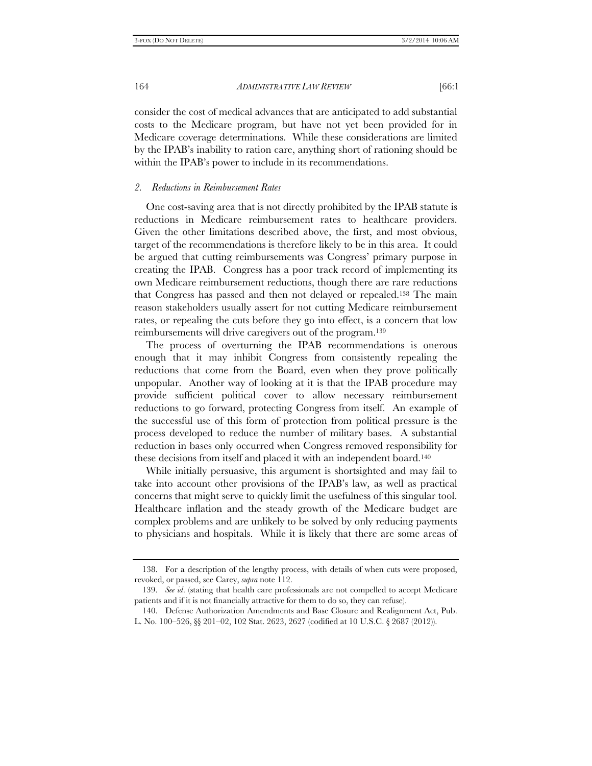consider the cost of medical advances that are anticipated to add substantial costs to the Medicare program, but have not yet been provided for in Medicare coverage determinations. While these considerations are limited by the IPAB's inability to ration care, anything short of rationing should be within the IPAB's power to include in its recommendations.

### *2. Reductions in Reimbursement Rates*

One cost-saving area that is not directly prohibited by the IPAB statute is reductions in Medicare reimbursement rates to healthcare providers. Given the other limitations described above, the first, and most obvious, target of the recommendations is therefore likely to be in this area. It could be argued that cutting reimbursements was Congress' primary purpose in creating the IPAB. Congress has a poor track record of implementing its own Medicare reimbursement reductions, though there are rare reductions that Congress has passed and then not delayed or repealed.[138] The main reason stakeholders usually assert for not cutting Medicare reimbursement rates, or repealing the cuts before they go into effect, is a concern that low reimbursements will drive caregivers out of the program.[139]

The process of overturning the IPAB recommendations is onerous enough that it may inhibit Congress from consistently repealing the reductions that come from the Board, even when they prove politically unpopular. Another way of looking at it is that the IPAB procedure may provide sufficient political cover to allow necessary reimbursement reductions to go forward, protecting Congress from itself. An example of the successful use of this form of protection from political pressure is the process developed to reduce the number of military bases. A substantial reduction in bases only occurred when Congress removed responsibility for these decisions from itself and placed it with an independent board.[140]

While initially persuasive, this argument is shortsighted and may fail to take into account other provisions of the IPAB's law, as well as practical concerns that might serve to quickly limit the usefulness of this singular tool. Healthcare inflation and the steady growth of the Medicare budget are complex problems and are unlikely to be solved by only reducing payments to physicians and hospitals. While it is likely that there are some areas of

---

138. For a description of the lengthy process, with details of when cuts were proposed, revoked, or passed, see Carey, *supra* note 112.

139. *See id*. (stating that health care professionals are not compelled to accept Medicare patients and if it is not financially attractive for them to do so, they can refuse).

140. Defense Authorization Amendments and Base Closure and Realignment Act, Pub. L. No. 100–526, §§ 201–02, 102 Stat. 2623, 2627 (codified at 10 U.S.C. § 2687 (2012)).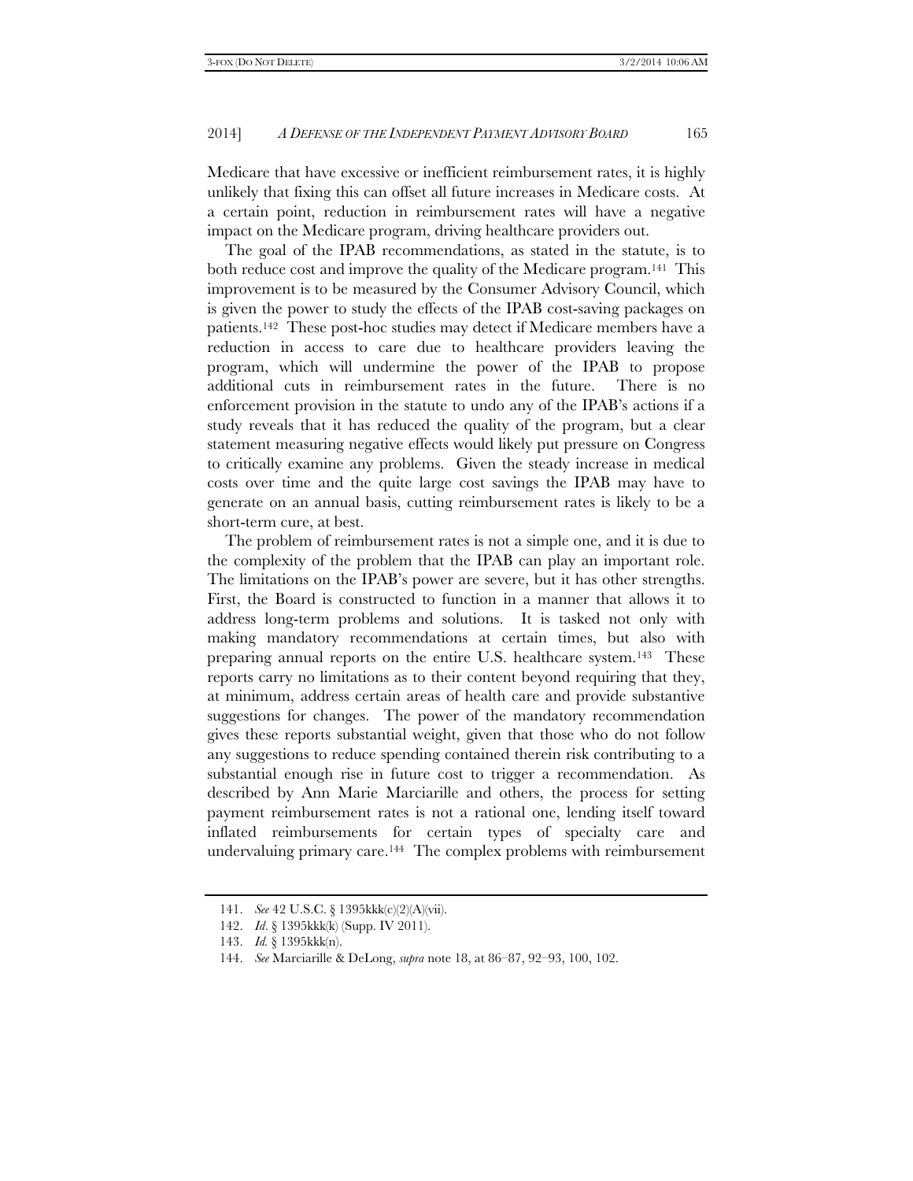Medicare that have excessive or inefficient reimbursement rates, it is highly unlikely that fixing this can offset all future increases in Medicare costs. At a certain point, reduction in reimbursement rates will have a negative impact on the Medicare program, driving healthcare providers out.

The goal of the IPAB recommendations, as stated in the statute, is to both reduce cost and improve the quality of the Medicare program.[141] This improvement is to be measured by the Consumer Advisory Council, which is given the power to study the effects of the IPAB cost-saving packages on patients.[142] These post-hoc studies may detect if Medicare members have a reduction in access to care due to healthcare providers leaving the program, which will undermine the power of the IPAB to propose additional cuts in reimbursement rates in the future. There is no enforcement provision in the statute to undo any of the IPAB's actions if a study reveals that it has reduced the quality of the program, but a clear statement measuring negative effects would likely put pressure on Congress to critically examine any problems. Given the steady increase in medical costs over time and the quite large cost savings the IPAB may have to generate on an annual basis, cutting reimbursement rates is likely to be a short-term cure, at best.

The problem of reimbursement rates is not a simple one, and it is due to the complexity of the problem that the IPAB can play an important role. The limitations on the IPAB's power are severe, but it has other strengths. First, the Board is constructed to function in a manner that allows it to address long-term problems and solutions. It is tasked not only with making mandatory recommendations at certain times, but also with preparing annual reports on the entire U.S. healthcare system.[143] These reports carry no limitations as to their content beyond requiring that they, at minimum, address certain areas of health care and provide substantive suggestions for changes. The power of the mandatory recommendation gives these reports substantial weight, given that those who do not follow any suggestions to reduce spending contained therein risk contributing to a substantial enough rise in future cost to trigger a recommendation. As described by Ann Marie Marciarille and others, the process for setting payment reimbursement rates is not a rational one, lending itself toward inflated reimbursements for certain types of specialty care and undervaluing primary care.[144] The complex problems with reimbursement

141. *See* 42 U.S.C. § 1395kkk(c)(2)(A)(vii).

142. *Id*. § 1395kkk(k) (Supp. IV 2011).

143. *Id.* § 1395kkk(n).

144. *See* Marciarille & DeLong, *supra* note 18, at 86–87, 92–93, 100, 102.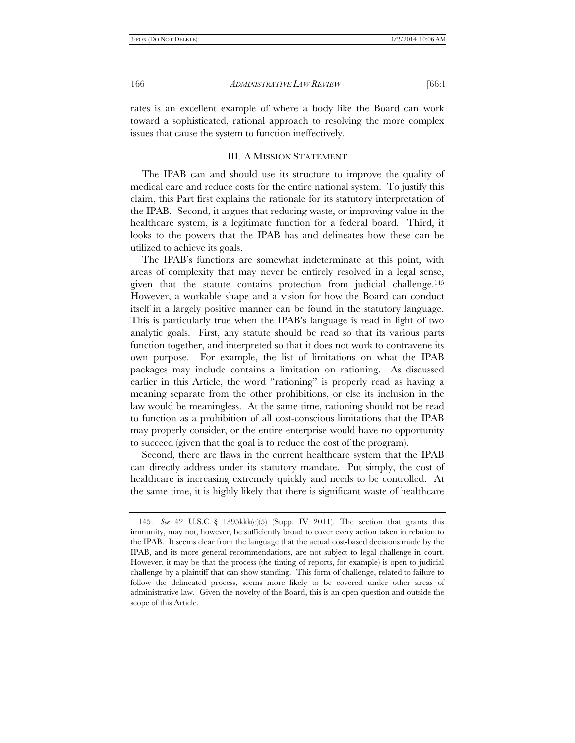rates is an excellent example of where a body like the Board can work toward a sophisticated, rational approach to resolving the more complex issues that cause the system to function ineffectively.

## III. A Mission Statement

The IPAB can and should use its structure to improve the quality of medical care and reduce costs for the entire national system. To justify this claim, this Part first explains the rationale for its statutory interpretation of the IPAB. Second, it argues that reducing waste, or improving value in the healthcare system, is a legitimate function for a federal board. Third, it looks to the powers that the IPAB has and delineates how these can be utilized to achieve its goals.

The IPAB's functions are somewhat indeterminate at this point, with areas of complexity that may never be entirely resolved in a legal sense, given that the statute contains protection from judicial challenge.[145] However, a workable shape and a vision for how the Board can conduct itself in a largely positive manner can be found in the statutory language. This is particularly true when the IPAB's language is read in light of two analytic goals. First, any statute should be read so that its various parts function together, and interpreted so that it does not work to contravene its own purpose. For example, the list of limitations on what the IPAB packages may include contains a limitation on rationing. As discussed earlier in this Article, the word "rationing" is properly read as having a meaning separate from the other prohibitions, or else its inclusion in the law would be meaningless. At the same time, rationing should not be read to function as a prohibition of all cost-conscious limitations that the IPAB may properly consider, or the entire enterprise would have no opportunity to succeed (given that the goal is to reduce the cost of the program).

Second, there are flaws in the current healthcare system that the IPAB can directly address under its statutory mandate. Put simply, the cost of healthcare is increasing extremely quickly and needs to be controlled. At the same time, it is highly likely that there is significant waste of healthcare

---

145. *See* 42 U.S.C. § 1395kkk(e)(5) (Supp. IV 2011). The section that grants this immunity, may not, however, be sufficiently broad to cover every action taken in relation to the IPAB. It seems clear from the language that the actual cost-based decisions made by the IPAB, and its more general recommendations, are not subject to legal challenge in court. However, it may be that the process (the timing of reports, for example) is open to judicial challenge by a plaintiff that can show standing. This form of challenge, related to failure to follow the delineated process, seems more likely to be covered under other areas of administrative law. Given the novelty of the Board, this is an open question and outside the scope of this Article.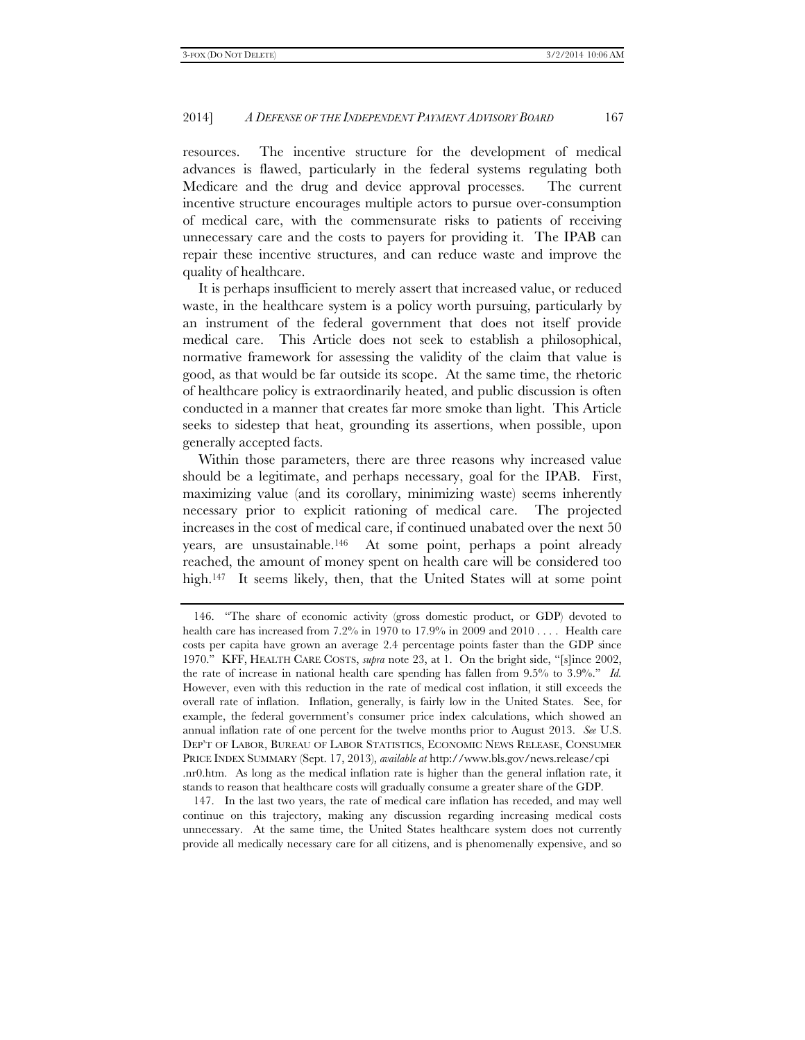resources. The incentive structure for the development of medical advances is flawed, particularly in the federal systems regulating both Medicare and the drug and device approval processes. The current incentive structure encourages multiple actors to pursue over-consumption of medical care, with the commensurate risks to patients of receiving unnecessary care and the costs to payers for providing it. The IPAB can repair these incentive structures, and can reduce waste and improve the quality of healthcare.

It is perhaps insufficient to merely assert that increased value, or reduced waste, in the healthcare system is a policy worth pursuing, particularly by an instrument of the federal government that does not itself provide medical care. This Article does not seek to establish a philosophical, normative framework for assessing the validity of the claim that value is good, as that would be far outside its scope. At the same time, the rhetoric of healthcare policy is extraordinarily heated, and public discussion is often conducted in a manner that creates far more smoke than light. This Article seeks to sidestep that heat, grounding its assertions, when possible, upon generally accepted facts.

Within those parameters, there are three reasons why increased value should be a legitimate, and perhaps necessary, goal for the IPAB. First, maximizing value (and its corollary, minimizing waste) seems inherently necessary prior to explicit rationing of medical care. The projected increases in the cost of medical care, if continued unabated over the next 50 years, are unsustainable.[146] At some point, perhaps a point already reached, the amount of money spent on health care will be considered too high.[147] It seems likely, then, that the United States will at some point

---

146. "The share of economic activity (gross domestic product, or GDP) devoted to health care has increased from 7.2% in 1970 to 17.9% in 2009 and 2010 . . . . Health care costs per capita have grown an average 2.4 percentage points faster than the GDP since 1970." KFF, HEALTH CARE COSTS, *supra* note 23, at 1. On the bright side, "[s]ince 2002, the rate of increase in national health care spending has fallen from 9.5% to 3.9%." *Id.* However, even with this reduction in the rate of medical cost inflation, it still exceeds the overall rate of inflation. Inflation, generally, is fairly low in the United States. See, for example, the federal government's consumer price index calculations, which showed an annual inflation rate of one percent for the twelve months prior to August 2013. *See* U.S. DEP'T OF LABOR, BUREAU OF LABOR STATISTICS, ECONOMIC NEWS RELEASE, CONSUMER PRICE INDEX SUMMARY (Sept. 17, 2013), *available at* http://www.bls.gov/news.release/cpi.nr0.htm. As long as the medical inflation rate is higher than the general inflation rate, it stands to reason that healthcare costs will gradually consume a greater share of the GDP.

147. In the last two years, the rate of medical care inflation has receded, and may well continue on this trajectory, making any discussion regarding increasing medical costs unnecessary. At the same time, the United States healthcare system does not currently provide all medically necessary care for all citizens, and is phenomenally expensive, and so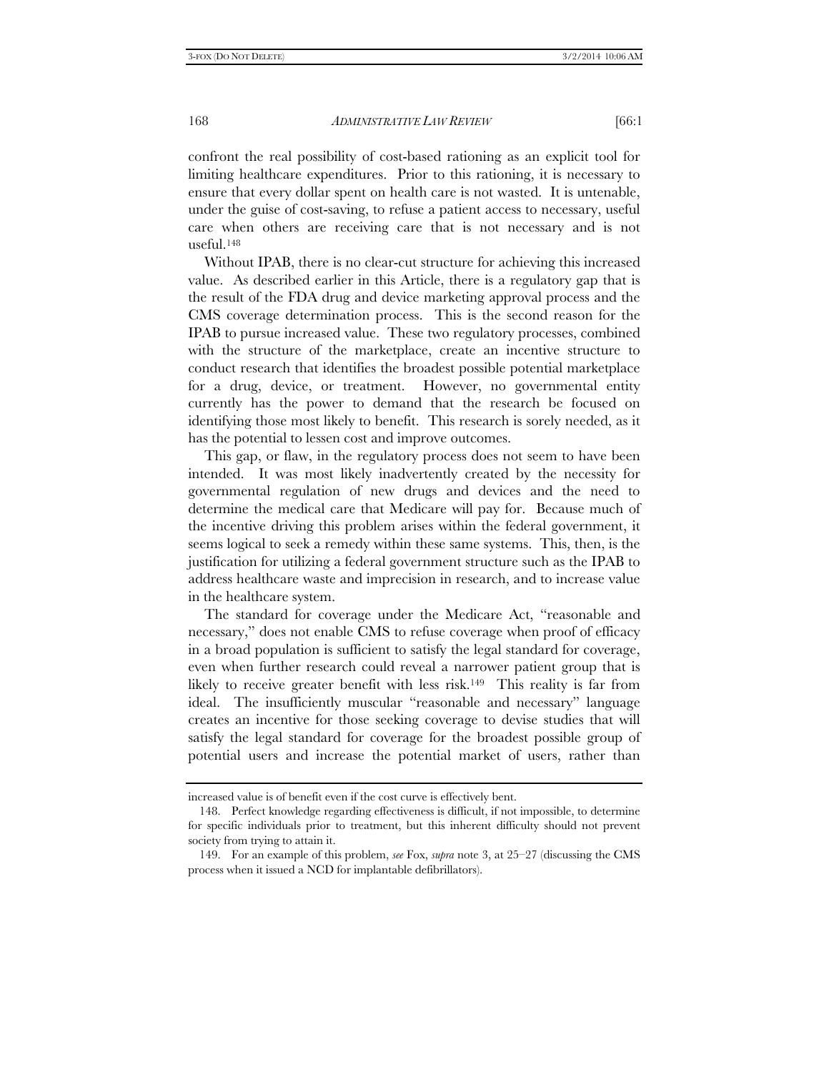confront the real possibility of cost-based rationing as an explicit tool for limiting healthcare expenditures. Prior to this rationing, it is necessary to ensure that every dollar spent on health care is not wasted. It is untenable, under the guise of cost-saving, to refuse a patient access to necessary, useful care when others are receiving care that is not necessary and is not useful.[148]

Without IPAB, there is no clear-cut structure for achieving this increased value. As described earlier in this Article, there is a regulatory gap that is the result of the FDA drug and device marketing approval process and the CMS coverage determination process. This is the second reason for the IPAB to pursue increased value. These two regulatory processes, combined with the structure of the marketplace, create an incentive structure to conduct research that identifies the broadest possible potential marketplace for a drug, device, or treatment. However, no governmental entity currently has the power to demand that the research be focused on identifying those most likely to benefit. This research is sorely needed, as it has the potential to lessen cost and improve outcomes.

This gap, or flaw, in the regulatory process does not seem to have been intended. It was most likely inadvertently created by the necessity for governmental regulation of new drugs and devices and the need to determine the medical care that Medicare will pay for. Because much of the incentive driving this problem arises within the federal government, it seems logical to seek a remedy within these same systems. This, then, is the justification for utilizing a federal government structure such as the IPAB to address healthcare waste and imprecision in research, and to increase value in the healthcare system.

The standard for coverage under the Medicare Act, "reasonable and necessary," does not enable CMS to refuse coverage when proof of efficacy in a broad population is sufficient to satisfy the legal standard for coverage, even when further research could reveal a narrower patient group that is likely to receive greater benefit with less risk.[149] This reality is far from ideal. The insufficiently muscular "reasonable and necessary" language creates an incentive for those seeking coverage to devise studies that will satisfy the legal standard for coverage for the broadest possible group of potential users and increase the potential market of users, rather than

---

increased value is of benefit even if the cost curve is effectively bent.

148. Perfect knowledge regarding effectiveness is difficult, if not impossible, to determine for specific individuals prior to treatment, but this inherent difficulty should not prevent society from trying to attain it.

149. For an example of this problem, *see* Fox, *supra* note 3, at 25–27 (discussing the CMS process when it issued a NCD for implantable defibrillators).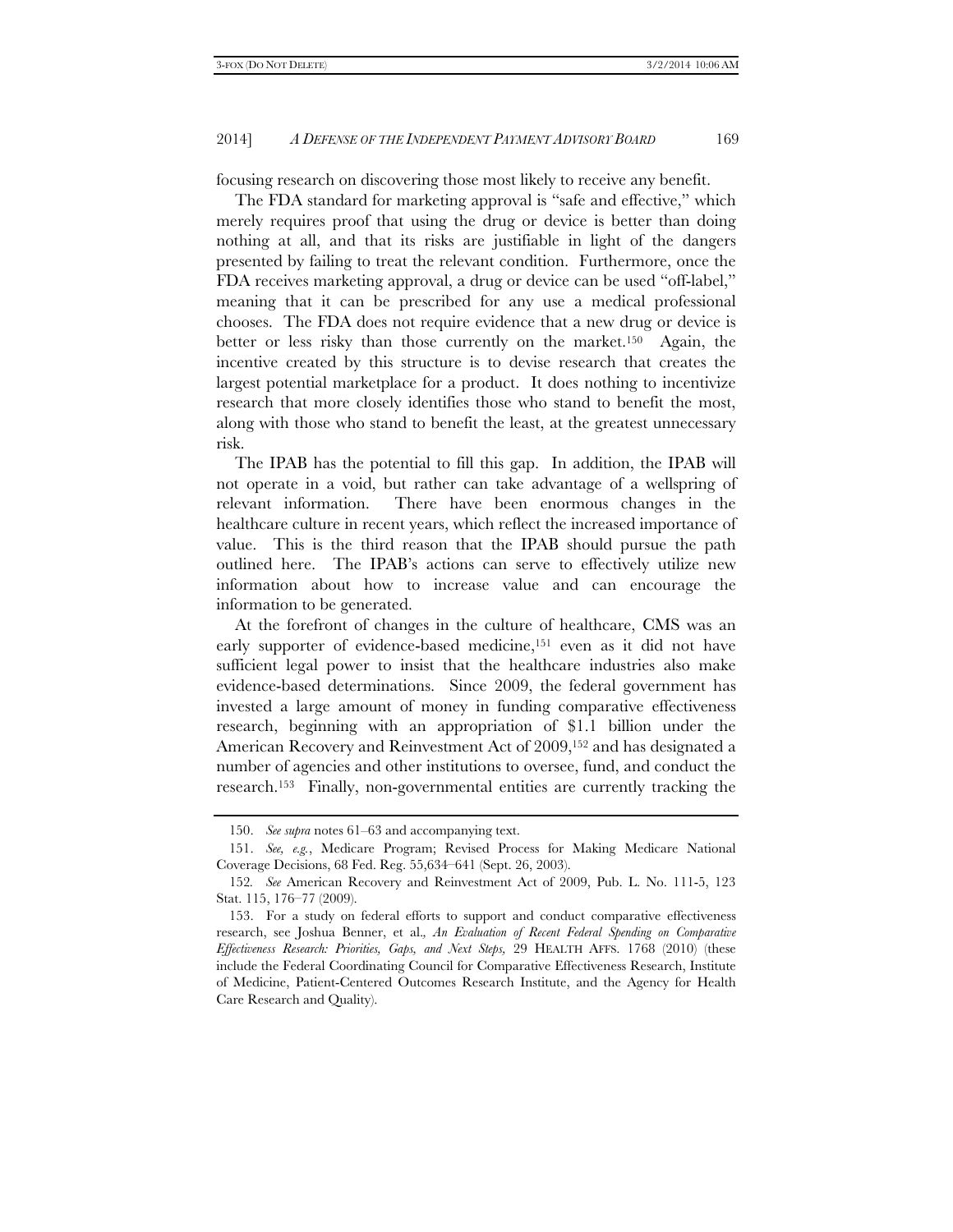focusing research on discovering those most likely to receive any benefit.

The FDA standard for marketing approval is "safe and effective," which merely requires proof that using the drug or device is better than doing nothing at all, and that its risks are justifiable in light of the dangers presented by failing to treat the relevant condition. Furthermore, once the FDA receives marketing approval, a drug or device can be used "off-label," meaning that it can be prescribed for any use a medical professional chooses. The FDA does not require evidence that a new drug or device is better or less risky than those currently on the market.[150] Again, the incentive created by this structure is to devise research that creates the largest potential marketplace for a product. It does nothing to incentivize research that more closely identifies those who stand to benefit the most, along with those who stand to benefit the least, at the greatest unnecessary risk.

The IPAB has the potential to fill this gap. In addition, the IPAB will not operate in a void, but rather can take advantage of a wellspring of relevant information. There have been enormous changes in the healthcare culture in recent years, which reflect the increased importance of value. This is the third reason that the IPAB should pursue the path outlined here. The IPAB's actions can serve to effectively utilize new information about how to increase value and can encourage the information to be generated.

At the forefront of changes in the culture of healthcare, CMS was an early supporter of evidence-based medicine,[151] even as it did not have sufficient legal power to insist that the healthcare industries also make evidence-based determinations. Since 2009, the federal government has invested a large amount of money in funding comparative effectiveness research, beginning with an appropriation of $1.1 billion under the American Recovery and Reinvestment Act of 2009,[152] and has designated a number of agencies and other institutions to oversee, fund, and conduct the research.[153] Finally, non-governmental entities are currently tracking the

---

150. *See supra* notes 61–63 and accompanying text.

151. *See, e.g.*, Medicare Program; Revised Process for Making Medicare National Coverage Decisions, 68 Fed. Reg. 55,634–641 (Sept. 26, 2003).

152. *See* American Recovery and Reinvestment Act of 2009, Pub. L. No. 111-5, 123 Stat. 115, 176–77 (2009).

153. For a study on federal efforts to support and conduct comparative effectiveness research, see Joshua Benner, et al., *An Evaluation of Recent Federal Spending on Comparative Effectiveness Research: Priorities, Gaps, and Next Steps*, 29 HEALTH AFFS. 1768 (2010) (these include the Federal Coordinating Council for Comparative Effectiveness Research, Institute of Medicine, Patient-Centered Outcomes Research Institute, and the Agency for Health Care Research and Quality).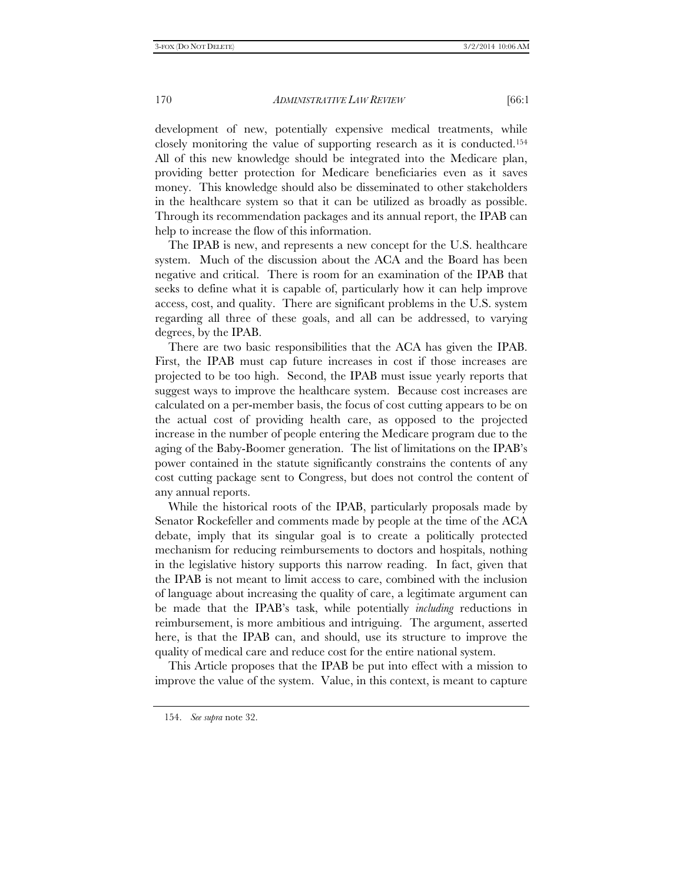development of new, potentially expensive medical treatments, while closely monitoring the value of supporting research as it is conducted.[154] All of this new knowledge should be integrated into the Medicare plan, providing better protection for Medicare beneficiaries even as it saves money. This knowledge should also be disseminated to other stakeholders in the healthcare system so that it can be utilized as broadly as possible. Through its recommendation packages and its annual report, the IPAB can help to increase the flow of this information.

The IPAB is new, and represents a new concept for the U.S. healthcare system. Much of the discussion about the ACA and the Board has been negative and critical. There is room for an examination of the IPAB that seeks to define what it is capable of, particularly how it can help improve access, cost, and quality. There are significant problems in the U.S. system regarding all three of these goals, and all can be addressed, to varying degrees, by the IPAB.

There are two basic responsibilities that the ACA has given the IPAB. First, the IPAB must cap future increases in cost if those increases are projected to be too high. Second, the IPAB must issue yearly reports that suggest ways to improve the healthcare system. Because cost increases are calculated on a per-member basis, the focus of cost cutting appears to be on the actual cost of providing health care, as opposed to the projected increase in the number of people entering the Medicare program due to the aging of the Baby-Boomer generation. The list of limitations on the IPAB's power contained in the statute significantly constrains the contents of any cost cutting package sent to Congress, but does not control the content of any annual reports.

While the historical roots of the IPAB, particularly proposals made by Senator Rockefeller and comments made by people at the time of the ACA debate, imply that its singular goal is to create a politically protected mechanism for reducing reimbursements to doctors and hospitals, nothing in the legislative history supports this narrow reading. In fact, given that the IPAB is not meant to limit access to care, combined with the inclusion of language about increasing the quality of care, a legitimate argument can be made that the IPAB's task, while potentially *including* reductions in reimbursement, is more ambitious and intriguing. The argument, asserted here, is that the IPAB can, and should, use its structure to improve the quality of medical care and reduce cost for the entire national system.

This Article proposes that the IPAB be put into effect with a mission to improve the value of the system. Value, in this context, is meant to capture

---

154. *See supra* note 32.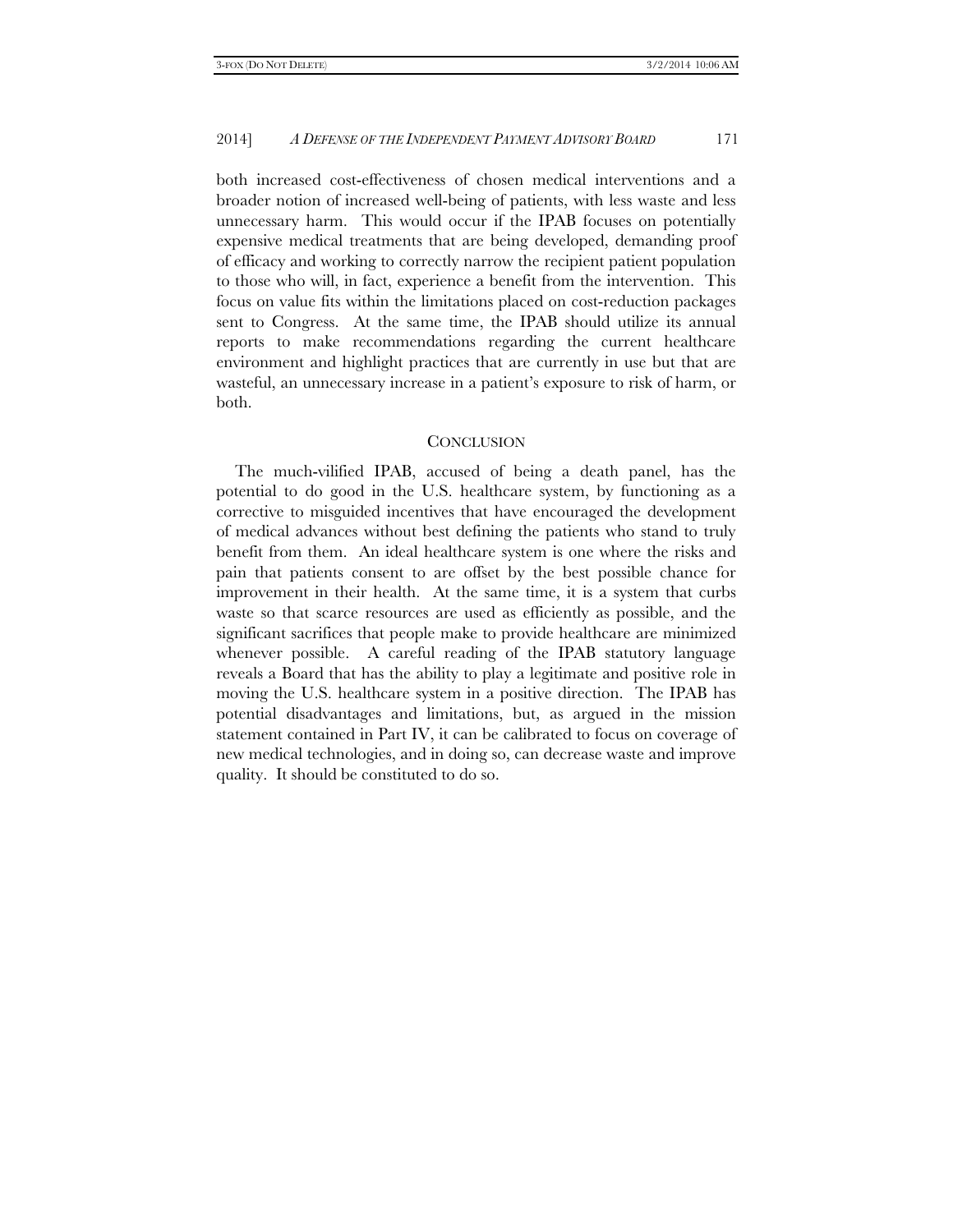both increased cost-effectiveness of chosen medical interventions and a broader notion of increased well-being of patients, with less waste and less unnecessary harm. This would occur if the IPAB focuses on potentially expensive medical treatments that are being developed, demanding proof of efficacy and working to correctly narrow the recipient patient population to those who will, in fact, experience a benefit from the intervention. This focus on value fits within the limitations placed on cost-reduction packages sent to Congress. At the same time, the IPAB should utilize its annual reports to make recommendations regarding the current healthcare environment and highlight practices that are currently in use but that are wasteful, an unnecessary increase in a patient's exposure to risk of harm, or both.

## CONCLUSION

The much-vilified IPAB, accused of being a death panel, has the potential to do good in the U.S. healthcare system, by functioning as a corrective to misguided incentives that have encouraged the development of medical advances without best defining the patients who stand to truly benefit from them. An ideal healthcare system is one where the risks and pain that patients consent to are offset by the best possible chance for improvement in their health. At the same time, it is a system that curbs waste so that scarce resources are used as efficiently as possible, and the significant sacrifices that people make to provide healthcare are minimized whenever possible. A careful reading of the IPAB statutory language reveals a Board that has the ability to play a legitimate and positive role in moving the U.S. healthcare system in a positive direction. The IPAB has potential disadvantages and limitations, but, as argued in the mission statement contained in Part IV, it can be calibrated to focus on coverage of new medical technologies, and in doing so, can decrease waste and improve quality. It should be constituted to do so.